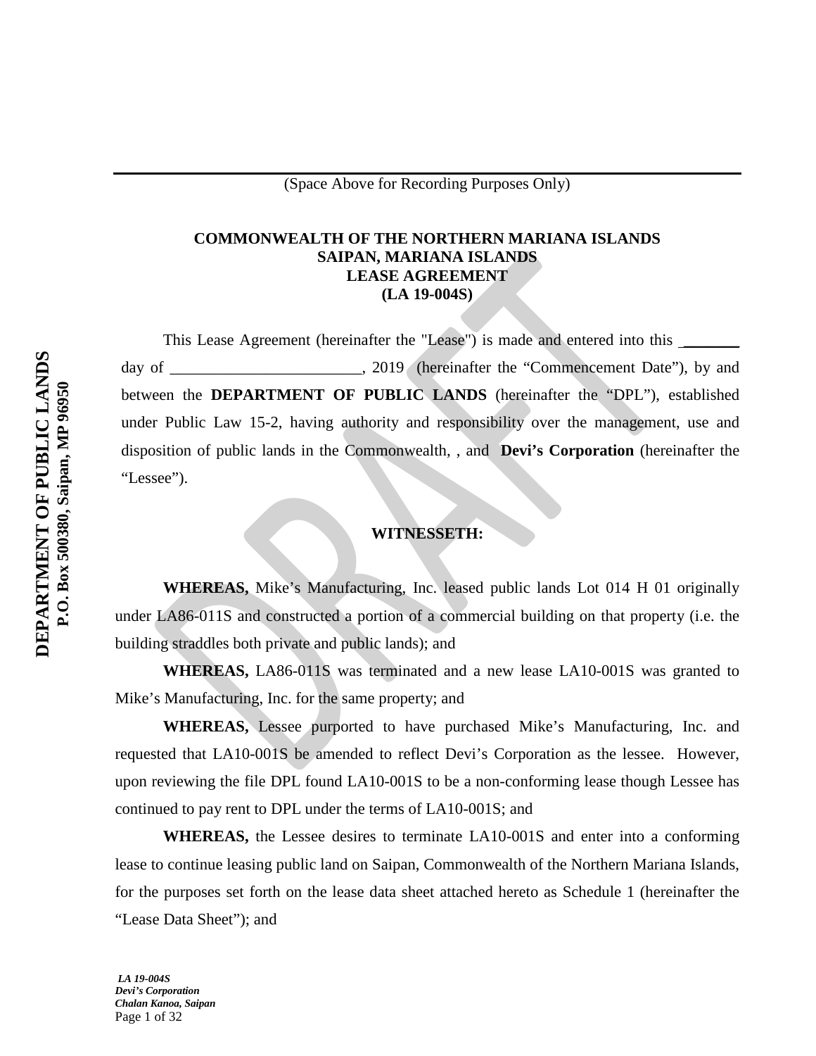(Space Above for Recording Purposes Only)

**COMMONWEALTH OF THE NORTHERN MARIANA ISLANDS**
**SAIPAN, MARIANA ISLANDS**
**LEASE AGREEMENT**
**(LA 19-004S)**

**DEPARTMENT OF PUBLIC LANDS**
**P.O. Box 500380, Saipan, MP 96950**

This Lease Agreement (hereinafter the "Lease") is made and entered into this ________ day of ________________________, 2019 (hereinafter the "Commencement Date"), by and between the **DEPARTMENT OF PUBLIC LANDS** (hereinafter the "DPL"), established under Public Law 15-2, having authority and responsibility over the management, use and disposition of public lands in the Commonwealth, , and **Devi's Corporation** (hereinafter the "Lessee").

**WITNESSETH:**

**WHEREAS,** Mike's Manufacturing, Inc. leased public lands Lot 014 H 01 originally under LA86-011S and constructed a portion of a commercial building on that property (i.e. the building straddles both private and public lands); and

**WHEREAS,** LA86-011S was terminated and a new lease LA10-001S was granted to Mike's Manufacturing, Inc. for the same property; and

**WHEREAS,** Lessee purported to have purchased Mike's Manufacturing, Inc. and requested that LA10-001S be amended to reflect Devi's Corporation as the lessee. However, upon reviewing the file DPL found LA10-001S to be a non-conforming lease though Lessee has continued to pay rent to DPL under the terms of LA10-001S; and

**WHEREAS,** the Lessee desires to terminate LA10-001S and enter into a conforming lease to continue leasing public land on Saipan, Commonwealth of the Northern Mariana Islands, for the purposes set forth on the lease data sheet attached hereto as Schedule 1 (hereinafter the "Lease Data Sheet"); and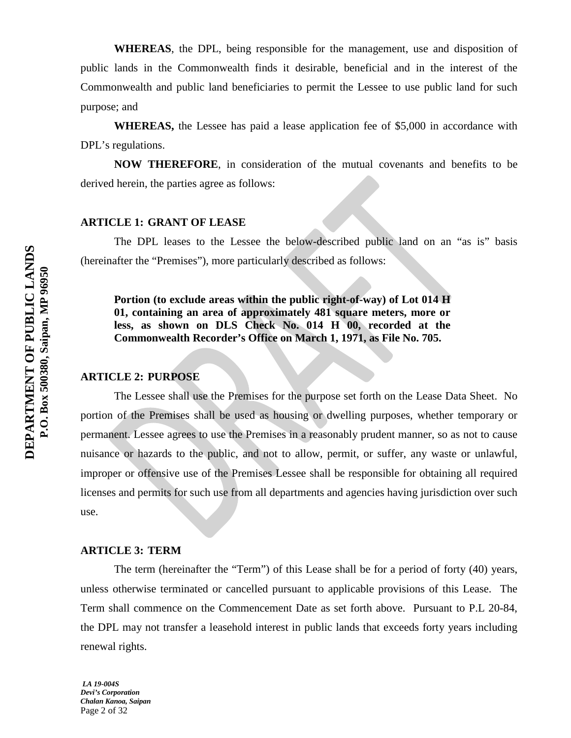**WHEREAS**, the DPL, being responsible for the management, use and disposition of public lands in the Commonwealth finds it desirable, beneficial and in the interest of the Commonwealth and public land beneficiaries to permit the Lessee to use public land for such purpose; and

**WHEREAS,** the Lessee has paid a lease application fee of $5,000 in accordance with DPL's regulations.

**NOW THEREFORE**, in consideration of the mutual covenants and benefits to be derived herein, the parties agree as follows:

## ARTICLE 1: GRANT OF LEASE

The DPL leases to the Lessee the below-described public land on an "as is" basis (hereinafter the "Premises"), more particularly described as follows:

> **Portion (to exclude areas within the public right-of-way) of Lot 014 H 01, containing an area of approximately 481 square meters, more or less, as shown on DLS Check No. 014 H 00, recorded at the Commonwealth Recorder's Office on March 1, 1971, as File No. 705.**

## ARTICLE 2: PURPOSE

The Lessee shall use the Premises for the purpose set forth on the Lease Data Sheet. No portion of the Premises shall be used as housing or dwelling purposes, whether temporary or permanent. Lessee agrees to use the Premises in a reasonably prudent manner, so as not to cause nuisance or hazards to the public, and not to allow, permit, or suffer, any waste or unlawful, improper or offensive use of the Premises Lessee shall be responsible for obtaining all required licenses and permits for such use from all departments and agencies having jurisdiction over such use.

## ARTICLE 3: TERM

The term (hereinafter the "Term") of this Lease shall be for a period of forty (40) years, unless otherwise terminated or cancelled pursuant to applicable provisions of this Lease. The Term shall commence on the Commencement Date as set forth above. Pursuant to P.L 20-84, the DPL may not transfer a leasehold interest in public lands that exceeds forty years including renewal rights.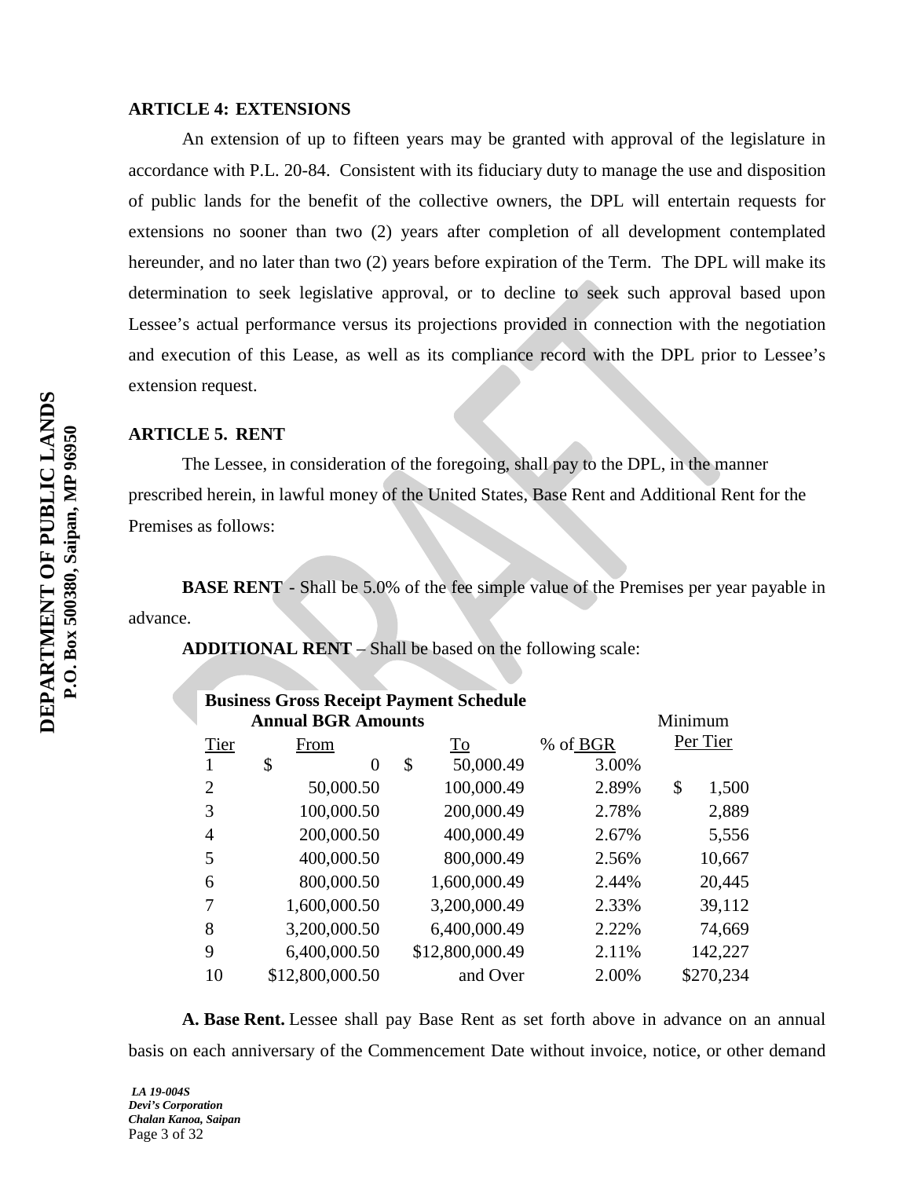### ARTICLE 4: EXTENSIONS

An extension of up to fifteen years may be granted with approval of the legislature in accordance with P.L. 20-84. Consistent with its fiduciary duty to manage the use and disposition of public lands for the benefit of the collective owners, the DPL will entertain requests for extensions no sooner than two (2) years after completion of all development contemplated hereunder, and no later than two (2) years before expiration of the Term. The DPL will make its determination to seek legislative approval, or to decline to seek such approval based upon Lessee's actual performance versus its projections provided in connection with the negotiation and execution of this Lease, as well as its compliance record with the DPL prior to Lessee's extension request.

### ARTICLE 5. RENT

The Lessee, in consideration of the foregoing, shall pay to the DPL, in the manner prescribed herein, in lawful money of the United States, Base Rent and Additional Rent for the Premises as follows:

**BASE RENT** - Shall be 5.0% of the fee simple value of the Premises per year payable in advance.

**ADDITIONAL RENT** – Shall be based on the following scale:

**Business Gross Receipt Payment Schedule**

| Tier | Annual BGR Amounts From | To | % of BGR | Minimum Per Tier |
|---|---|---|---|---|
| 1 | $ 0 | $ 50,000.49 | 3.00% | |
| 2 | 50,000.50 | 100,000.49 | 2.89% | $ 1,500 |
| 3 | 100,000.50 | 200,000.49 | 2.78% | 2,889 |
| 4 | 200,000.50 | 400,000.49 | 2.67% | 5,556 |
| 5 | 400,000.50 | 800,000.49 | 2.56% | 10,667 |
| 6 | 800,000.50 | 1,600,000.49 | 2.44% | 20,445 |
| 7 | 1,600,000.50 | 3,200,000.49 | 2.33% | 39,112 |
| 8 | 3,200,000.50 | 6,400,000.49 | 2.22% | 74,669 |
| 9 | 6,400,000.50 | $12,800,000.49 | 2.11% | 142,227 |
| 10 | $12,800,000.50 | and Over | 2.00% | $270,234 |

**A. Base Rent.** Lessee shall pay Base Rent as set forth above in advance on an annual basis on each anniversary of the Commencement Date without invoice, notice, or other demand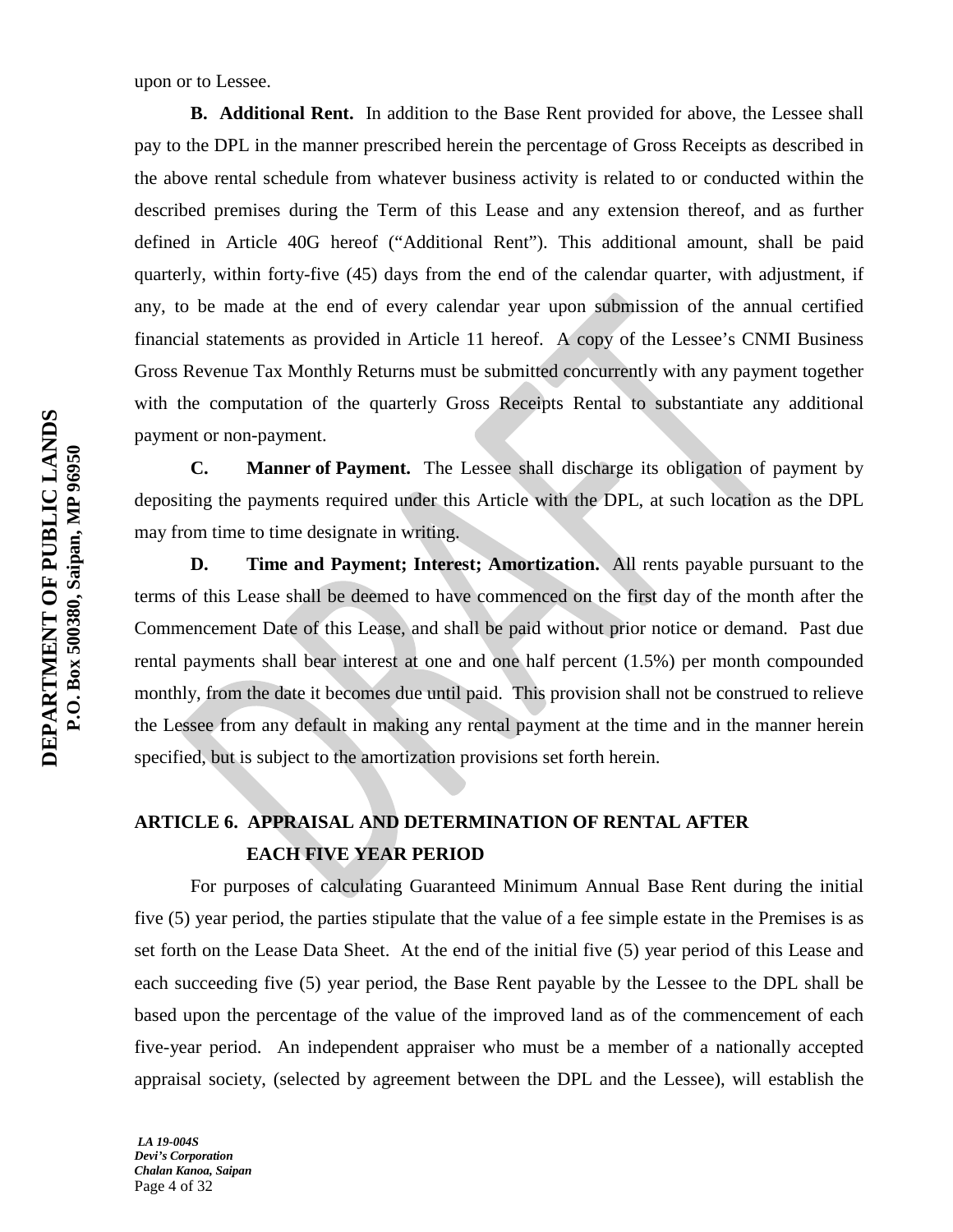upon or to Lessee.

**B. Additional Rent.** In addition to the Base Rent provided for above, the Lessee shall pay to the DPL in the manner prescribed herein the percentage of Gross Receipts as described in the above rental schedule from whatever business activity is related to or conducted within the described premises during the Term of this Lease and any extension thereof, and as further defined in Article 40G hereof ("Additional Rent"). This additional amount, shall be paid quarterly, within forty-five (45) days from the end of the calendar quarter, with adjustment, if any, to be made at the end of every calendar year upon submission of the annual certified financial statements as provided in Article 11 hereof. A copy of the Lessee's CNMI Business Gross Revenue Tax Monthly Returns must be submitted concurrently with any payment together with the computation of the quarterly Gross Receipts Rental to substantiate any additional payment or non-payment.

**C. Manner of Payment.** The Lessee shall discharge its obligation of payment by depositing the payments required under this Article with the DPL, at such location as the DPL may from time to time designate in writing.

**D. Time and Payment; Interest; Amortization.** All rents payable pursuant to the terms of this Lease shall be deemed to have commenced on the first day of the month after the Commencement Date of this Lease, and shall be paid without prior notice or demand. Past due rental payments shall bear interest at one and one half percent (1.5%) per month compounded monthly, from the date it becomes due until paid. This provision shall not be construed to relieve the Lessee from any default in making any rental payment at the time and in the manner herein specified, but is subject to the amortization provisions set forth herein.

## ARTICLE 6. APPRAISAL AND DETERMINATION OF RENTAL AFTER EACH FIVE YEAR PERIOD

For purposes of calculating Guaranteed Minimum Annual Base Rent during the initial five (5) year period, the parties stipulate that the value of a fee simple estate in the Premises is as set forth on the Lease Data Sheet. At the end of the initial five (5) year period of this Lease and each succeeding five (5) year period, the Base Rent payable by the Lessee to the DPL shall be based upon the percentage of the value of the improved land as of the commencement of each five-year period. An independent appraiser who must be a member of a nationally accepted appraisal society, (selected by agreement between the DPL and the Lessee), will establish the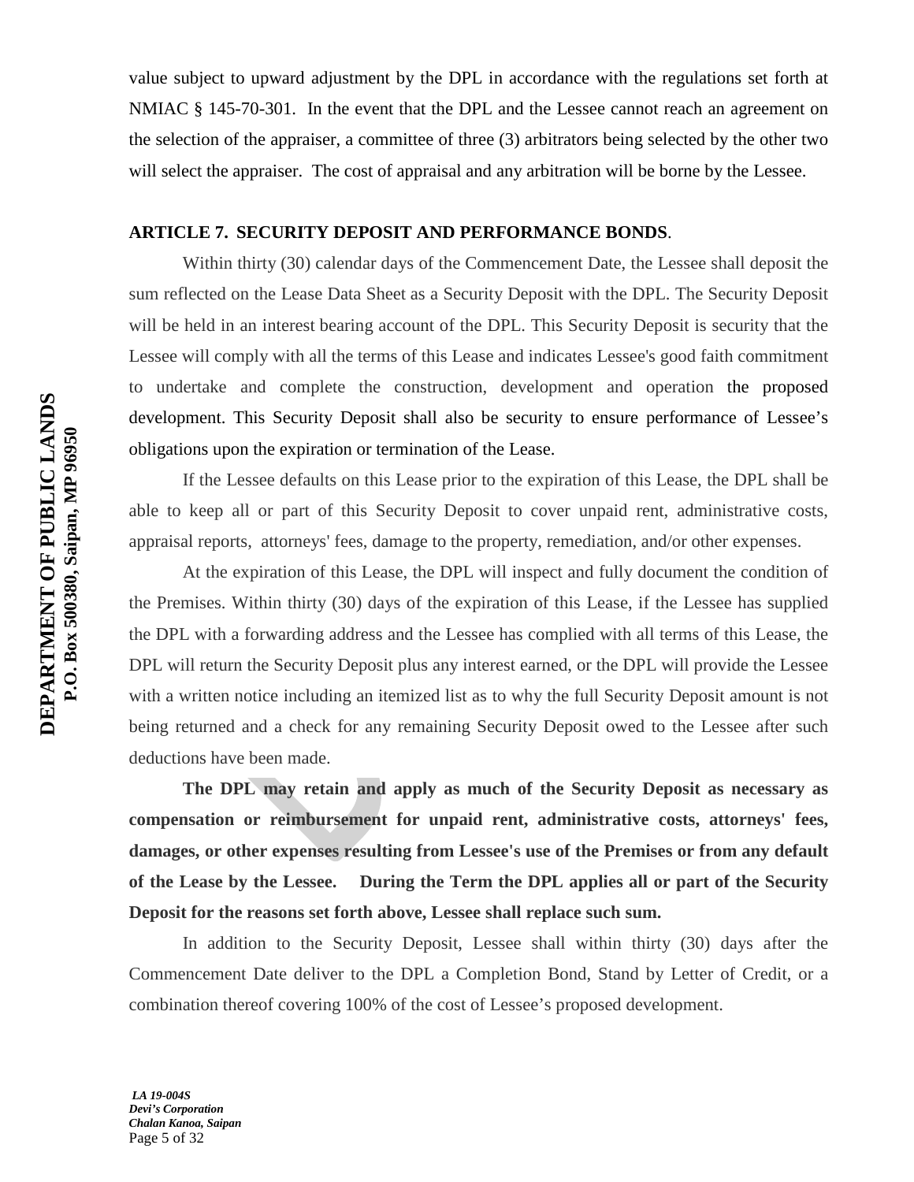value subject to upward adjustment by the DPL in accordance with the regulations set forth at NMIAC § 145-70-301. In the event that the DPL and the Lessee cannot reach an agreement on the selection of the appraiser, a committee of three (3) arbitrators being selected by the other two will select the appraiser. The cost of appraisal and any arbitration will be borne by the Lessee.

**ARTICLE 7. SECURITY DEPOSIT AND PERFORMANCE BONDS**.

Within thirty (30) calendar days of the Commencement Date, the Lessee shall deposit the sum reflected on the Lease Data Sheet as a Security Deposit with the DPL. The Security Deposit will be held in an interest bearing account of the DPL. This Security Deposit is security that the Lessee will comply with all the terms of this Lease and indicates Lessee's good faith commitment to undertake and complete the construction, development and operation the proposed development. This Security Deposit shall also be security to ensure performance of Lessee's obligations upon the expiration or termination of the Lease.

If the Lessee defaults on this Lease prior to the expiration of this Lease, the DPL shall be able to keep all or part of this Security Deposit to cover unpaid rent, administrative costs, appraisal reports, attorneys' fees, damage to the property, remediation, and/or other expenses.

At the expiration of this Lease, the DPL will inspect and fully document the condition of the Premises. Within thirty (30) days of the expiration of this Lease, if the Lessee has supplied the DPL with a forwarding address and the Lessee has complied with all terms of this Lease, the DPL will return the Security Deposit plus any interest earned, or the DPL will provide the Lessee with a written notice including an itemized list as to why the full Security Deposit amount is not being returned and a check for any remaining Security Deposit owed to the Lessee after such deductions have been made.

**The DPL may retain and apply as much of the Security Deposit as necessary as compensation or reimbursement for unpaid rent, administrative costs, attorneys' fees, damages, or other expenses resulting from Lessee's use of the Premises or from any default of the Lease by the Lessee. During the Term the DPL applies all or part of the Security Deposit for the reasons set forth above, Lessee shall replace such sum.**

In addition to the Security Deposit, Lessee shall within thirty (30) days after the Commencement Date deliver to the DPL a Completion Bond, Stand by Letter of Credit, or a combination thereof covering 100% of the cost of Lessee's proposed development.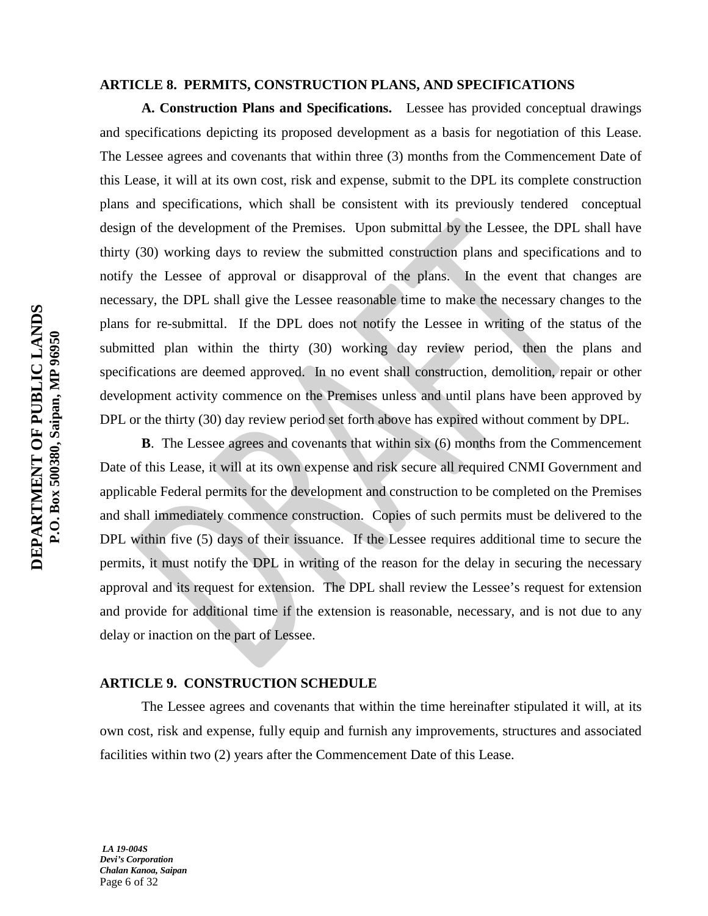## ARTICLE 8. PERMITS, CONSTRUCTION PLANS, AND SPECIFICATIONS

**A. Construction Plans and Specifications.** Lessee has provided conceptual drawings and specifications depicting its proposed development as a basis for negotiation of this Lease. The Lessee agrees and covenants that within three (3) months from the Commencement Date of this Lease, it will at its own cost, risk and expense, submit to the DPL its complete construction plans and specifications, which shall be consistent with its previously tendered conceptual design of the development of the Premises. Upon submittal by the Lessee, the DPL shall have thirty (30) working days to review the submitted construction plans and specifications and to notify the Lessee of approval or disapproval of the plans. In the event that changes are necessary, the DPL shall give the Lessee reasonable time to make the necessary changes to the plans for re-submittal. If the DPL does not notify the Lessee in writing of the status of the submitted plan within the thirty (30) working day review period, then the plans and specifications are deemed approved. In no event shall construction, demolition, repair or other development activity commence on the Premises unless and until plans have been approved by DPL or the thirty (30) day review period set forth above has expired without comment by DPL.

**B**. The Lessee agrees and covenants that within six (6) months from the Commencement Date of this Lease, it will at its own expense and risk secure all required CNMI Government and applicable Federal permits for the development and construction to be completed on the Premises and shall immediately commence construction. Copies of such permits must be delivered to the DPL within five (5) days of their issuance. If the Lessee requires additional time to secure the permits, it must notify the DPL in writing of the reason for the delay in securing the necessary approval and its request for extension. The DPL shall review the Lessee's request for extension and provide for additional time if the extension is reasonable, necessary, and is not due to any delay or inaction on the part of Lessee.

## ARTICLE 9. CONSTRUCTION SCHEDULE

The Lessee agrees and covenants that within the time hereinafter stipulated it will, at its own cost, risk and expense, fully equip and furnish any improvements, structures and associated facilities within two (2) years after the Commencement Date of this Lease.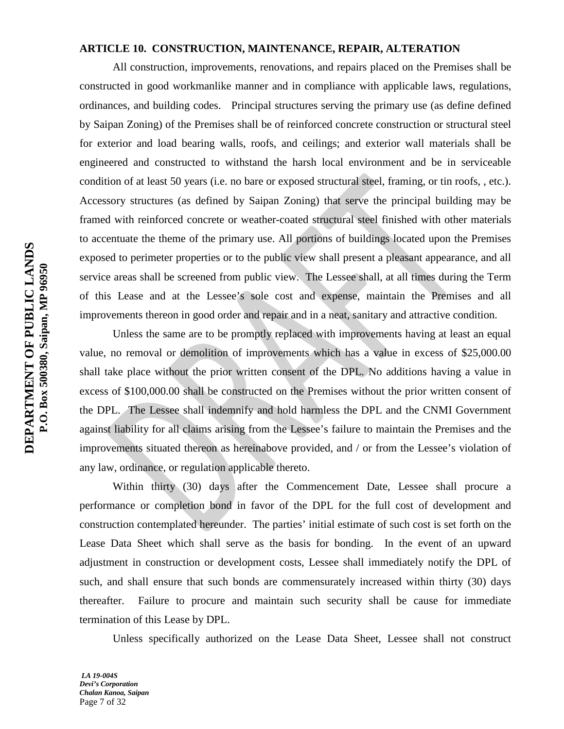**ARTICLE 10. CONSTRUCTION, MAINTENANCE, REPAIR, ALTERATION**

All construction, improvements, renovations, and repairs placed on the Premises shall be constructed in good workmanlike manner and in compliance with applicable laws, regulations, ordinances, and building codes. Principal structures serving the primary use (as define defined by Saipan Zoning) of the Premises shall be of reinforced concrete construction or structural steel for exterior and load bearing walls, roofs, and ceilings; and exterior wall materials shall be engineered and constructed to withstand the harsh local environment and be in serviceable condition of at least 50 years (i.e. no bare or exposed structural steel, framing, or tin roofs, , etc.). Accessory structures (as defined by Saipan Zoning) that serve the principal building may be framed with reinforced concrete or weather-coated structural steel finished with other materials to accentuate the theme of the primary use. All portions of buildings located upon the Premises exposed to perimeter properties or to the public view shall present a pleasant appearance, and all service areas shall be screened from public view. The Lessee shall, at all times during the Term of this Lease and at the Lessee's sole cost and expense, maintain the Premises and all improvements thereon in good order and repair and in a neat, sanitary and attractive condition.

Unless the same are to be promptly replaced with improvements having at least an equal value, no removal or demolition of improvements which has a value in excess of $25,000.00 shall take place without the prior written consent of the DPL. No additions having a value in excess of $100,000.00 shall be constructed on the Premises without the prior written consent of the DPL. The Lessee shall indemnify and hold harmless the DPL and the CNMI Government against liability for all claims arising from the Lessee's failure to maintain the Premises and the improvements situated thereon as hereinabove provided, and / or from the Lessee's violation of any law, ordinance, or regulation applicable thereto.

Within thirty (30) days after the Commencement Date, Lessee shall procure a performance or completion bond in favor of the DPL for the full cost of development and construction contemplated hereunder. The parties' initial estimate of such cost is set forth on the Lease Data Sheet which shall serve as the basis for bonding. In the event of an upward adjustment in construction or development costs, Lessee shall immediately notify the DPL of such, and shall ensure that such bonds are commensurately increased within thirty (30) days thereafter. Failure to procure and maintain such security shall be cause for immediate termination of this Lease by DPL.

Unless specifically authorized on the Lease Data Sheet, Lessee shall not construct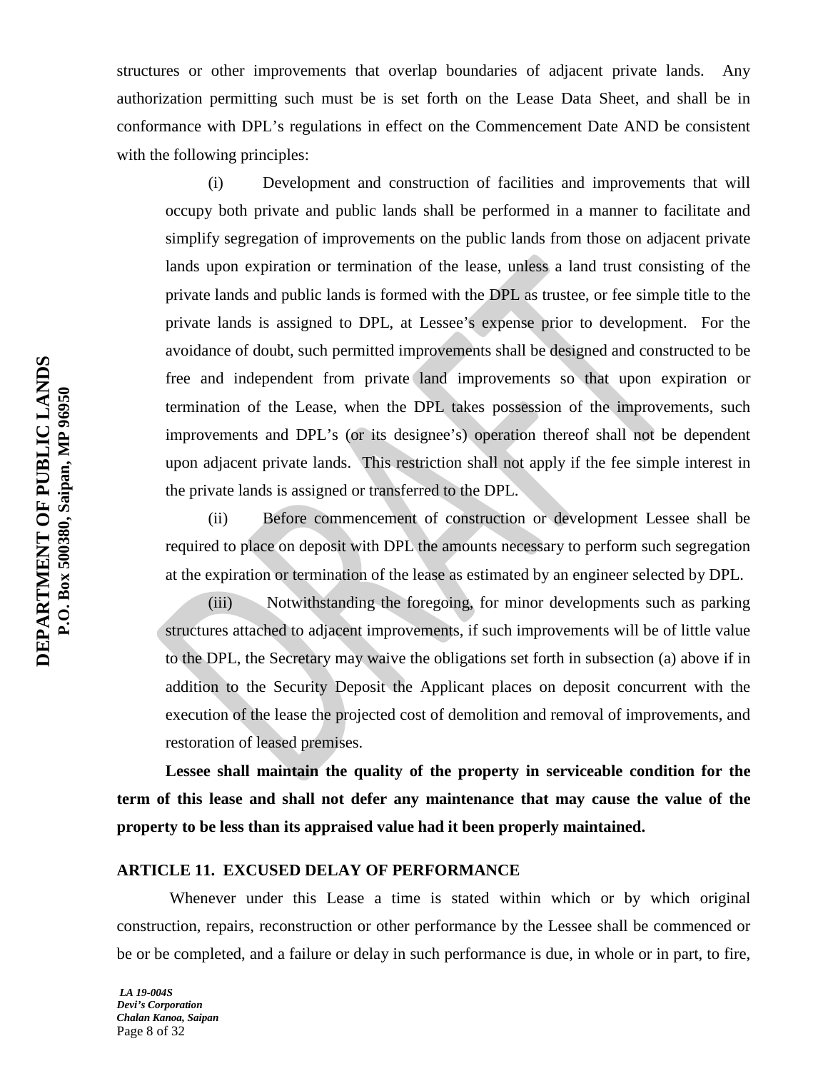structures or other improvements that overlap boundaries of adjacent private lands. Any authorization permitting such must be is set forth on the Lease Data Sheet, and shall be in conformance with DPL's regulations in effect on the Commencement Date AND be consistent with the following principles:

(i) Development and construction of facilities and improvements that will occupy both private and public lands shall be performed in a manner to facilitate and simplify segregation of improvements on the public lands from those on adjacent private lands upon expiration or termination of the lease, unless a land trust consisting of the private lands and public lands is formed with the DPL as trustee, or fee simple title to the private lands is assigned to DPL, at Lessee's expense prior to development. For the avoidance of doubt, such permitted improvements shall be designed and constructed to be free and independent from private land improvements so that upon expiration or termination of the Lease, when the DPL takes possession of the improvements, such improvements and DPL's (or its designee's) operation thereof shall not be dependent upon adjacent private lands. This restriction shall not apply if the fee simple interest in the private lands is assigned or transferred to the DPL.

(ii) Before commencement of construction or development Lessee shall be required to place on deposit with DPL the amounts necessary to perform such segregation at the expiration or termination of the lease as estimated by an engineer selected by DPL.

(iii) Notwithstanding the foregoing, for minor developments such as parking structures attached to adjacent improvements, if such improvements will be of little value to the DPL, the Secretary may waive the obligations set forth in subsection (a) above if in addition to the Security Deposit the Applicant places on deposit concurrent with the execution of the lease the projected cost of demolition and removal of improvements, and restoration of leased premises.

**Lessee shall maintain the quality of the property in serviceable condition for the term of this lease and shall not defer any maintenance that may cause the value of the property to be less than its appraised value had it been properly maintained.**

## ARTICLE 11. EXCUSED DELAY OF PERFORMANCE

Whenever under this Lease a time is stated within which or by which original construction, repairs, reconstruction or other performance by the Lessee shall be commenced or be or be completed, and a failure or delay in such performance is due, in whole or in part, to fire,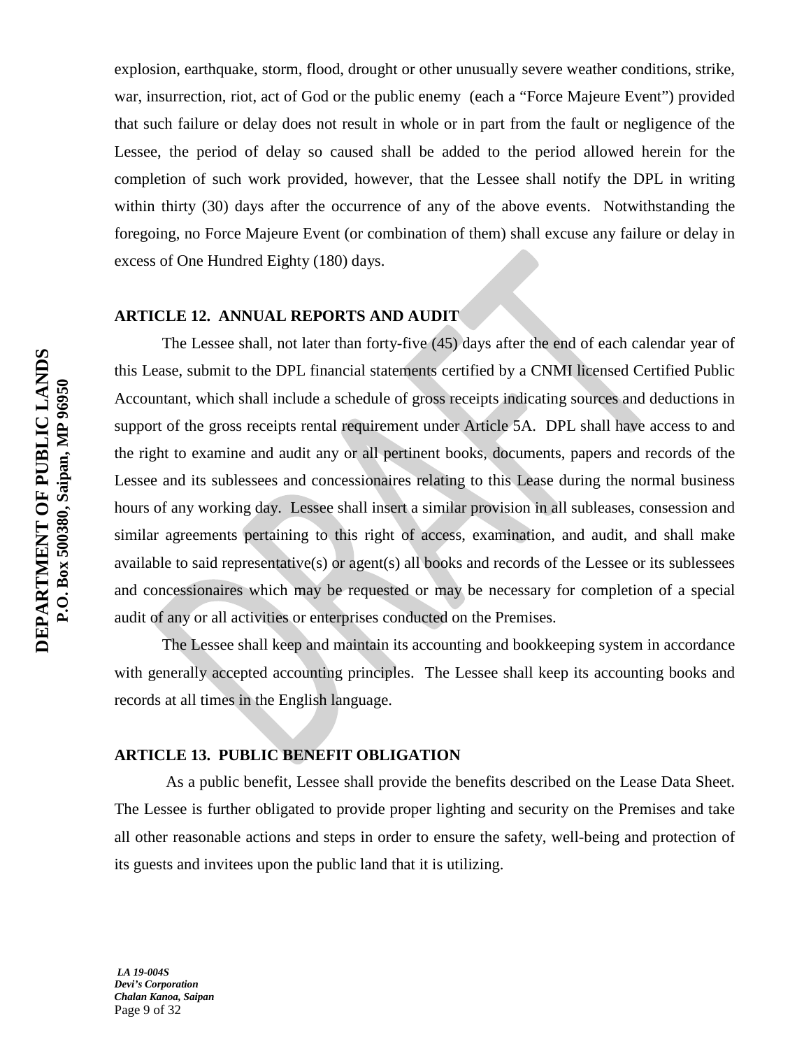explosion, earthquake, storm, flood, drought or other unusually severe weather conditions, strike, war, insurrection, riot, act of God or the public enemy (each a "Force Majeure Event") provided that such failure or delay does not result in whole or in part from the fault or negligence of the Lessee, the period of delay so caused shall be added to the period allowed herein for the completion of such work provided, however, that the Lessee shall notify the DPL in writing within thirty (30) days after the occurrence of any of the above events. Notwithstanding the foregoing, no Force Majeure Event (or combination of them) shall excuse any failure or delay in excess of One Hundred Eighty (180) days.

**ARTICLE 12. ANNUAL REPORTS AND AUDIT**

The Lessee shall, not later than forty-five (45) days after the end of each calendar year of this Lease, submit to the DPL financial statements certified by a CNMI licensed Certified Public Accountant, which shall include a schedule of gross receipts indicating sources and deductions in support of the gross receipts rental requirement under Article 5A. DPL shall have access to and the right to examine and audit any or all pertinent books, documents, papers and records of the Lessee and its sublessees and concessionaires relating to this Lease during the normal business hours of any working day. Lessee shall insert a similar provision in all subleases, consession and similar agreements pertaining to this right of access, examination, and audit, and shall make available to said representative(s) or agent(s) all books and records of the Lessee or its sublessees and concessionaires which may be requested or may be necessary for completion of a special audit of any or all activities or enterprises conducted on the Premises.

The Lessee shall keep and maintain its accounting and bookkeeping system in accordance with generally accepted accounting principles. The Lessee shall keep its accounting books and records at all times in the English language.

**ARTICLE 13. PUBLIC BENEFIT OBLIGATION**

As a public benefit, Lessee shall provide the benefits described on the Lease Data Sheet. The Lessee is further obligated to provide proper lighting and security on the Premises and take all other reasonable actions and steps in order to ensure the safety, well-being and protection of its guests and invitees upon the public land that it is utilizing.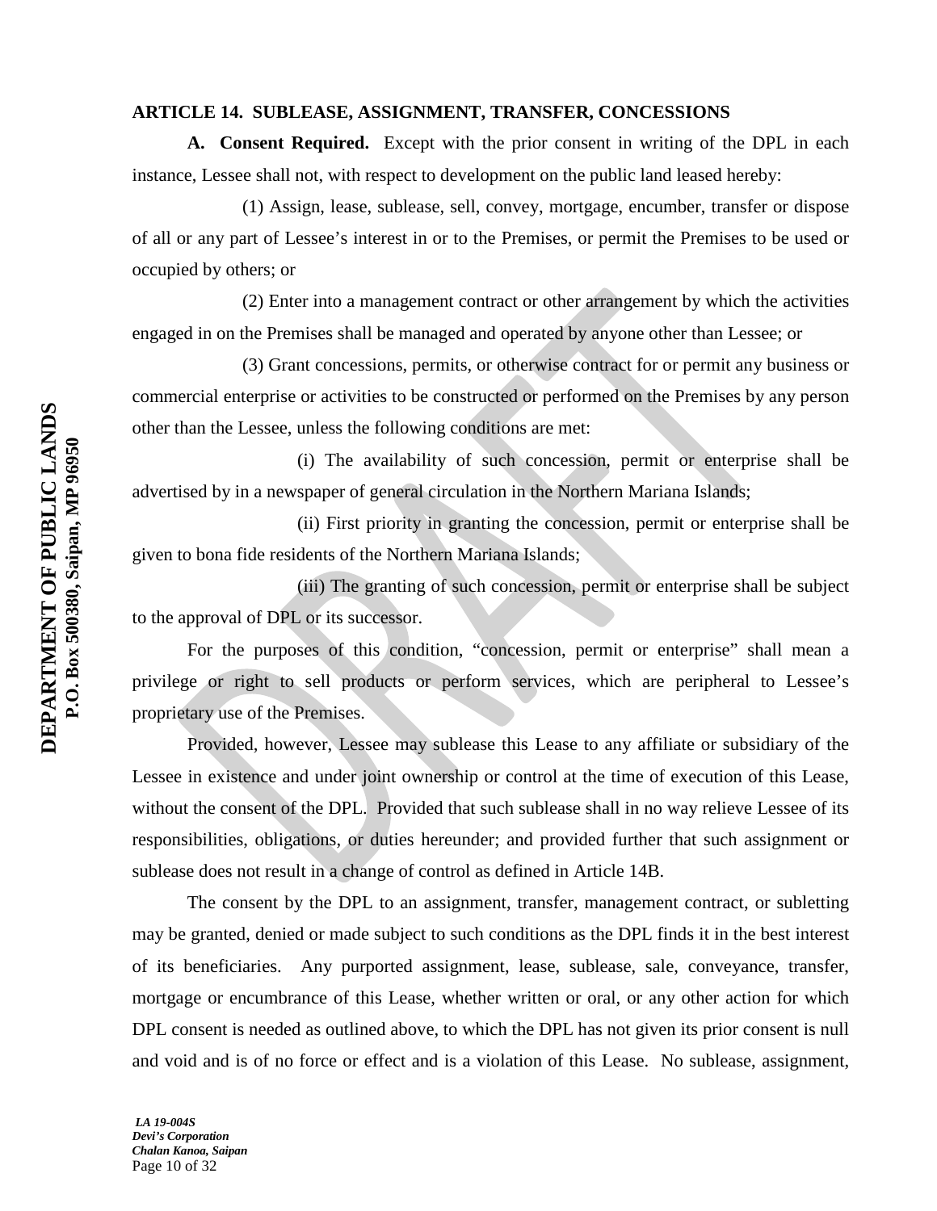### ARTICLE 14. SUBLEASE, ASSIGNMENT, TRANSFER, CONCESSIONS

**A. Consent Required.** Except with the prior consent in writing of the DPL in each instance, Lessee shall not, with respect to development on the public land leased hereby:

(1) Assign, lease, sublease, sell, convey, mortgage, encumber, transfer or dispose of all or any part of Lessee's interest in or to the Premises, or permit the Premises to be used or occupied by others; or

(2) Enter into a management contract or other arrangement by which the activities engaged in on the Premises shall be managed and operated by anyone other than Lessee; or

(3) Grant concessions, permits, or otherwise contract for or permit any business or commercial enterprise or activities to be constructed or performed on the Premises by any person other than the Lessee, unless the following conditions are met:

(i) The availability of such concession, permit or enterprise shall be advertised by in a newspaper of general circulation in the Northern Mariana Islands;

(ii) First priority in granting the concession, permit or enterprise shall be given to bona fide residents of the Northern Mariana Islands;

(iii) The granting of such concession, permit or enterprise shall be subject to the approval of DPL or its successor.

For the purposes of this condition, "concession, permit or enterprise" shall mean a privilege or right to sell products or perform services, which are peripheral to Lessee's proprietary use of the Premises.

Provided, however, Lessee may sublease this Lease to any affiliate or subsidiary of the Lessee in existence and under joint ownership or control at the time of execution of this Lease, without the consent of the DPL. Provided that such sublease shall in no way relieve Lessee of its responsibilities, obligations, or duties hereunder; and provided further that such assignment or sublease does not result in a change of control as defined in Article 14B.

The consent by the DPL to an assignment, transfer, management contract, or subletting may be granted, denied or made subject to such conditions as the DPL finds it in the best interest of its beneficiaries. Any purported assignment, lease, sublease, sale, conveyance, transfer, mortgage or encumbrance of this Lease, whether written or oral, or any other action for which DPL consent is needed as outlined above, to which the DPL has not given its prior consent is null and void and is of no force or effect and is a violation of this Lease. No sublease, assignment,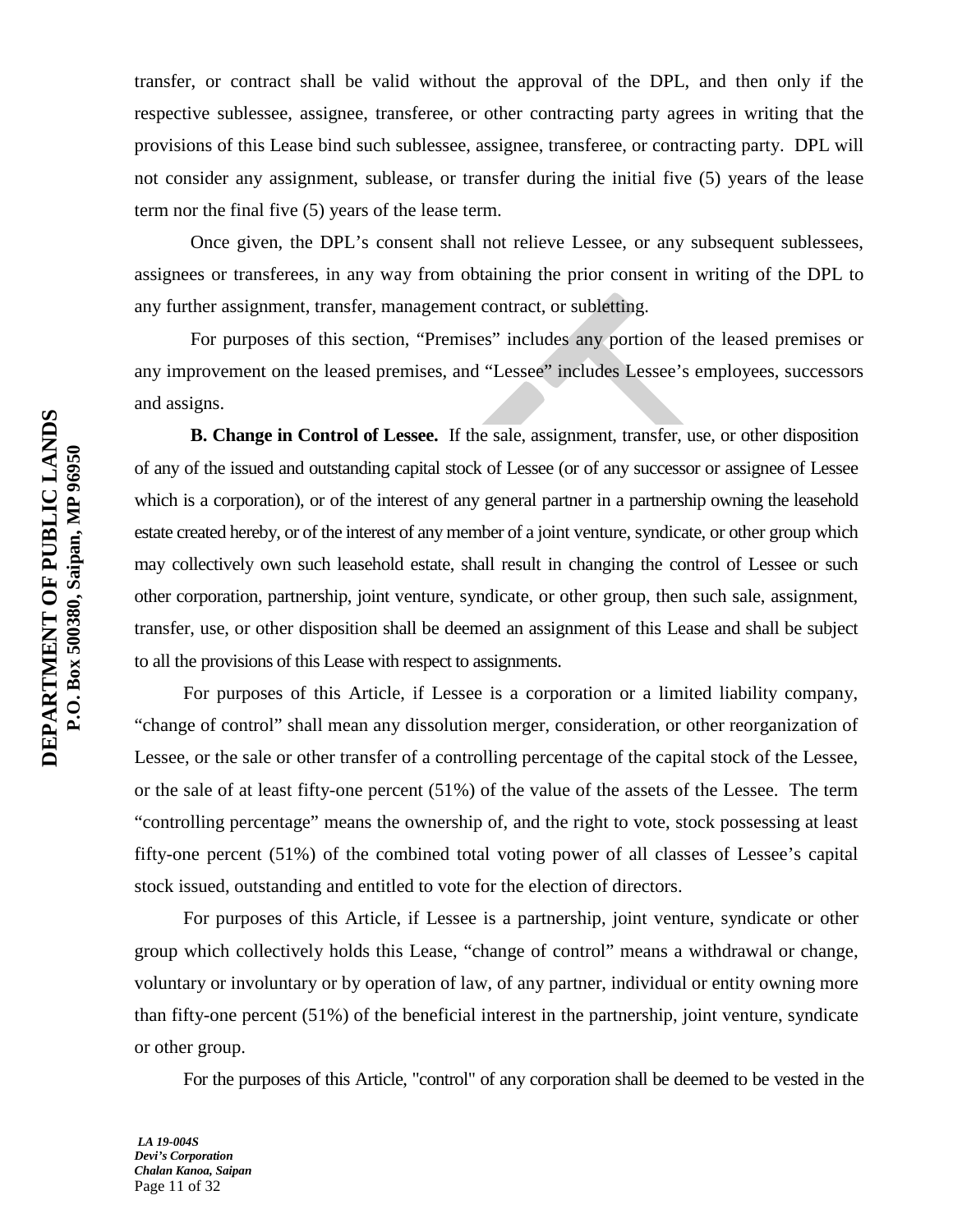transfer, or contract shall be valid without the approval of the DPL, and then only if the respective sublessee, assignee, transferee, or other contracting party agrees in writing that the provisions of this Lease bind such sublessee, assignee, transferee, or contracting party. DPL will not consider any assignment, sublease, or transfer during the initial five (5) years of the lease term nor the final five (5) years of the lease term.

Once given, the DPL's consent shall not relieve Lessee, or any subsequent sublessees, assignees or transferees, in any way from obtaining the prior consent in writing of the DPL to any further assignment, transfer, management contract, or subletting.

For purposes of this section, "Premises" includes any portion of the leased premises or any improvement on the leased premises, and "Lessee" includes Lessee's employees, successors and assigns.

**B. Change in Control of Lessee.** If the sale, assignment, transfer, use, or other disposition of any of the issued and outstanding capital stock of Lessee (or of any successor or assignee of Lessee which is a corporation), or of the interest of any general partner in a partnership owning the leasehold estate created hereby, or of the interest of any member of a joint venture, syndicate, or other group which may collectively own such leasehold estate, shall result in changing the control of Lessee or such other corporation, partnership, joint venture, syndicate, or other group, then such sale, assignment, transfer, use, or other disposition shall be deemed an assignment of this Lease and shall be subject to all the provisions of this Lease with respect to assignments.

For purposes of this Article, if Lessee is a corporation or a limited liability company, "change of control" shall mean any dissolution merger, consideration, or other reorganization of Lessee, or the sale or other transfer of a controlling percentage of the capital stock of the Lessee, or the sale of at least fifty-one percent (51%) of the value of the assets of the Lessee. The term "controlling percentage" means the ownership of, and the right to vote, stock possessing at least fifty-one percent (51%) of the combined total voting power of all classes of Lessee's capital stock issued, outstanding and entitled to vote for the election of directors.

For purposes of this Article, if Lessee is a partnership, joint venture, syndicate or other group which collectively holds this Lease, "change of control" means a withdrawal or change, voluntary or involuntary or by operation of law, of any partner, individual or entity owning more than fifty-one percent (51%) of the beneficial interest in the partnership, joint venture, syndicate or other group.

For the purposes of this Article, "control" of any corporation shall be deemed to be vested in the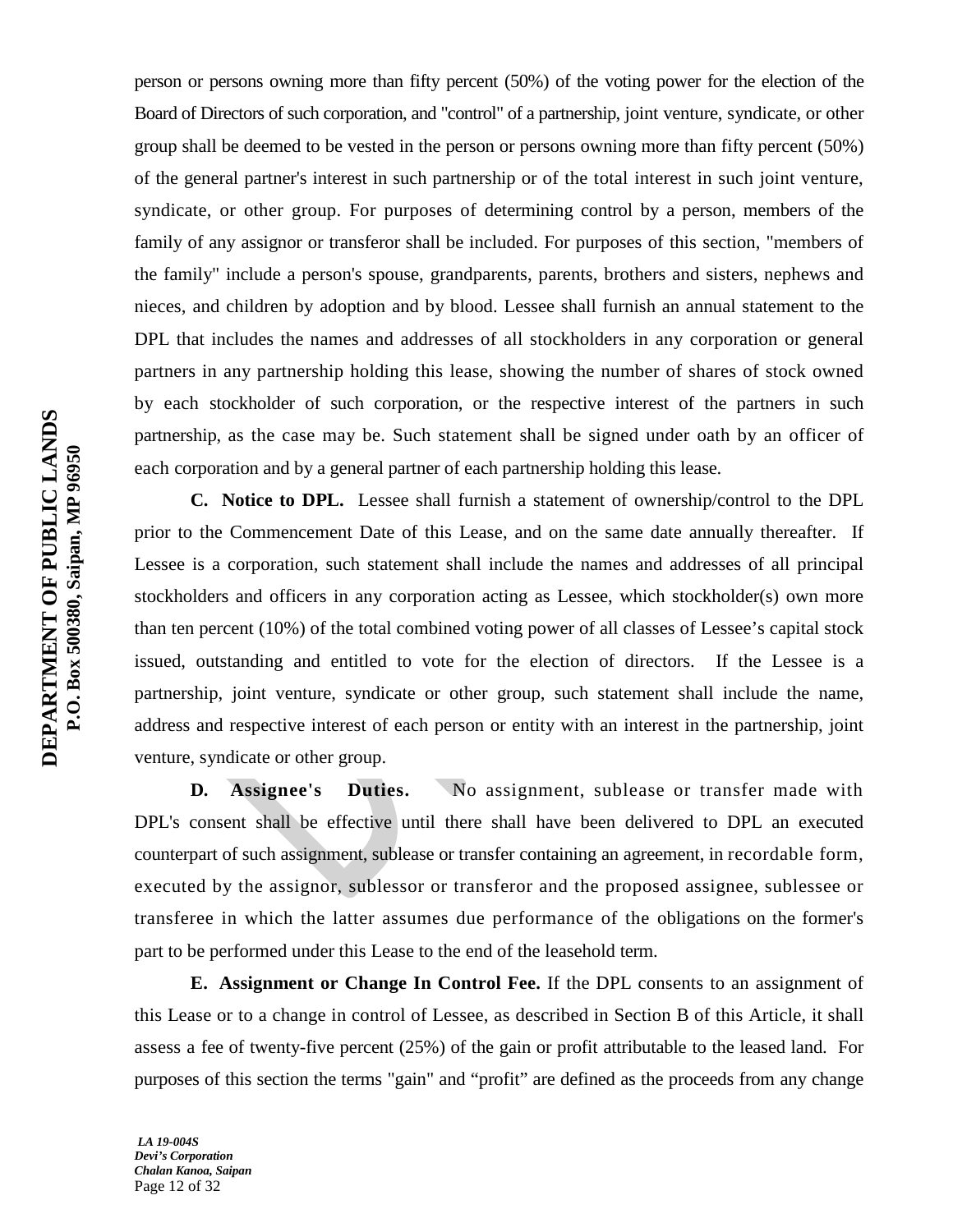person or persons owning more than fifty percent (50%) of the voting power for the election of the Board of Directors of such corporation, and "control" of a partnership, joint venture, syndicate, or other group shall be deemed to be vested in the person or persons owning more than fifty percent (50%) of the general partner's interest in such partnership or of the total interest in such joint venture, syndicate, or other group. For purposes of determining control by a person, members of the family of any assignor or transferor shall be included. For purposes of this section, "members of the family" include a person's spouse, grandparents, parents, brothers and sisters, nephews and nieces, and children by adoption and by blood. Lessee shall furnish an annual statement to the DPL that includes the names and addresses of all stockholders in any corporation or general partners in any partnership holding this lease, showing the number of shares of stock owned by each stockholder of such corporation, or the respective interest of the partners in such partnership, as the case may be. Such statement shall be signed under oath by an officer of each corporation and by a general partner of each partnership holding this lease.

**C. Notice to DPL.** Lessee shall furnish a statement of ownership/control to the DPL prior to the Commencement Date of this Lease, and on the same date annually thereafter. If Lessee is a corporation, such statement shall include the names and addresses of all principal stockholders and officers in any corporation acting as Lessee, which stockholder(s) own more than ten percent (10%) of the total combined voting power of all classes of Lessee's capital stock issued, outstanding and entitled to vote for the election of directors. If the Lessee is a partnership, joint venture, syndicate or other group, such statement shall include the name, address and respective interest of each person or entity with an interest in the partnership, joint venture, syndicate or other group.

**D. Assignee's Duties.** No assignment, sublease or transfer made with DPL's consent shall be effective until there shall have been delivered to DPL an executed counterpart of such assignment, sublease or transfer containing an agreement, in recordable form, executed by the assignor, sublessor or transferor and the proposed assignee, sublessee or transferee in which the latter assumes due performance of the obligations on the former's part to be performed under this Lease to the end of the leasehold term.

**E. Assignment or Change In Control Fee.** If the DPL consents to an assignment of this Lease or to a change in control of Lessee, as described in Section B of this Article, it shall assess a fee of twenty-five percent (25%) of the gain or profit attributable to the leased land. For purposes of this section the terms "gain" and "profit" are defined as the proceeds from any change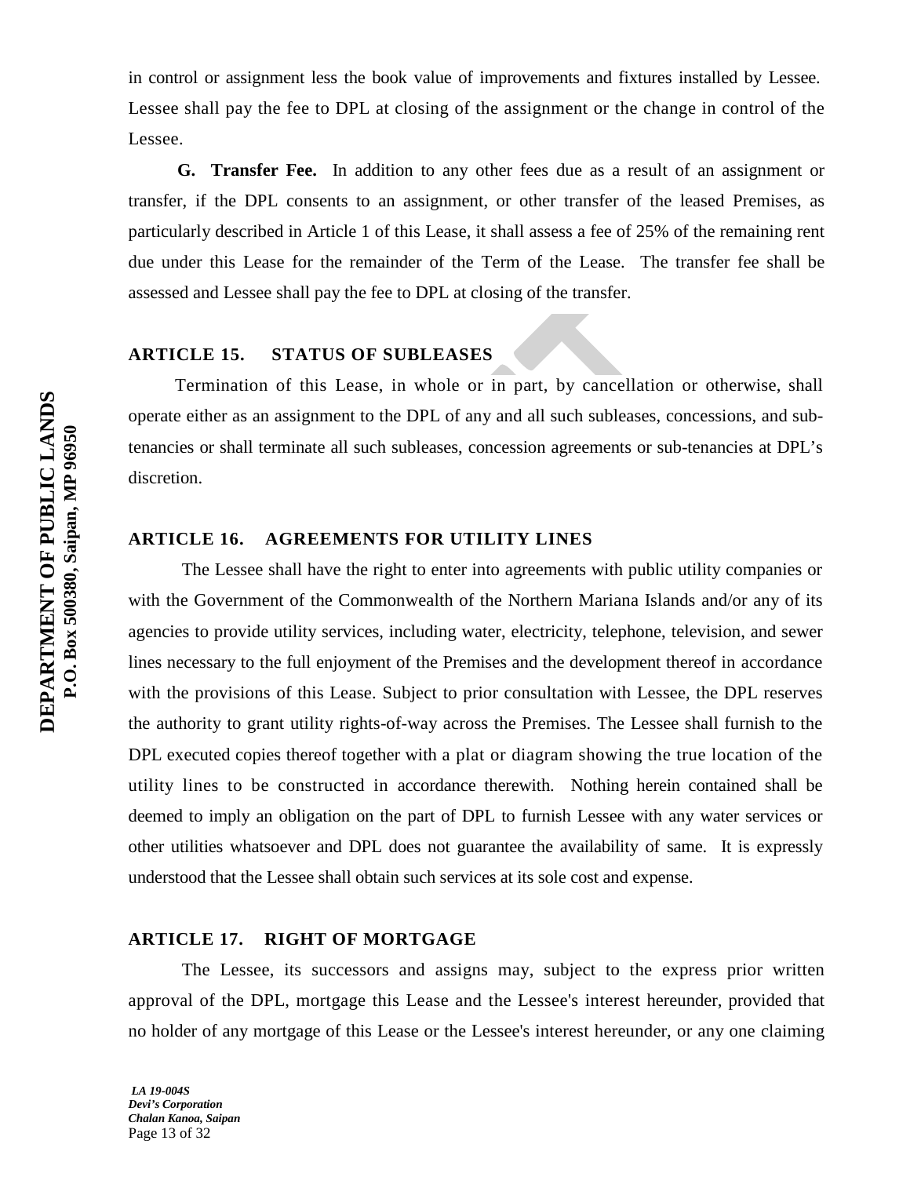in control or assignment less the book value of improvements and fixtures installed by Lessee. Lessee shall pay the fee to DPL at closing of the assignment or the change in control of the Lessee.

**G. Transfer Fee.** In addition to any other fees due as a result of an assignment or transfer, if the DPL consents to an assignment, or other transfer of the leased Premises, as particularly described in Article 1 of this Lease, it shall assess a fee of 25% of the remaining rent due under this Lease for the remainder of the Term of the Lease. The transfer fee shall be assessed and Lessee shall pay the fee to DPL at closing of the transfer.

## ARTICLE 15. STATUS OF SUBLEASES

Termination of this Lease, in whole or in part, by cancellation or otherwise, shall operate either as an assignment to the DPL of any and all such subleases, concessions, and sub-tenancies or shall terminate all such subleases, concession agreements or sub-tenancies at DPL's discretion.

## ARTICLE 16. AGREEMENTS FOR UTILITY LINES

The Lessee shall have the right to enter into agreements with public utility companies or with the Government of the Commonwealth of the Northern Mariana Islands and/or any of its agencies to provide utility services, including water, electricity, telephone, television, and sewer lines necessary to the full enjoyment of the Premises and the development thereof in accordance with the provisions of this Lease. Subject to prior consultation with Lessee, the DPL reserves the authority to grant utility rights-of-way across the Premises. The Lessee shall furnish to the DPL executed copies thereof together with a plat or diagram showing the true location of the utility lines to be constructed in accordance therewith. Nothing herein contained shall be deemed to imply an obligation on the part of DPL to furnish Lessee with any water services or other utilities whatsoever and DPL does not guarantee the availability of same. It is expressly understood that the Lessee shall obtain such services at its sole cost and expense.

## ARTICLE 17. RIGHT OF MORTGAGE

The Lessee, its successors and assigns may, subject to the express prior written approval of the DPL, mortgage this Lease and the Lessee's interest hereunder, provided that no holder of any mortgage of this Lease or the Lessee's interest hereunder, or any one claiming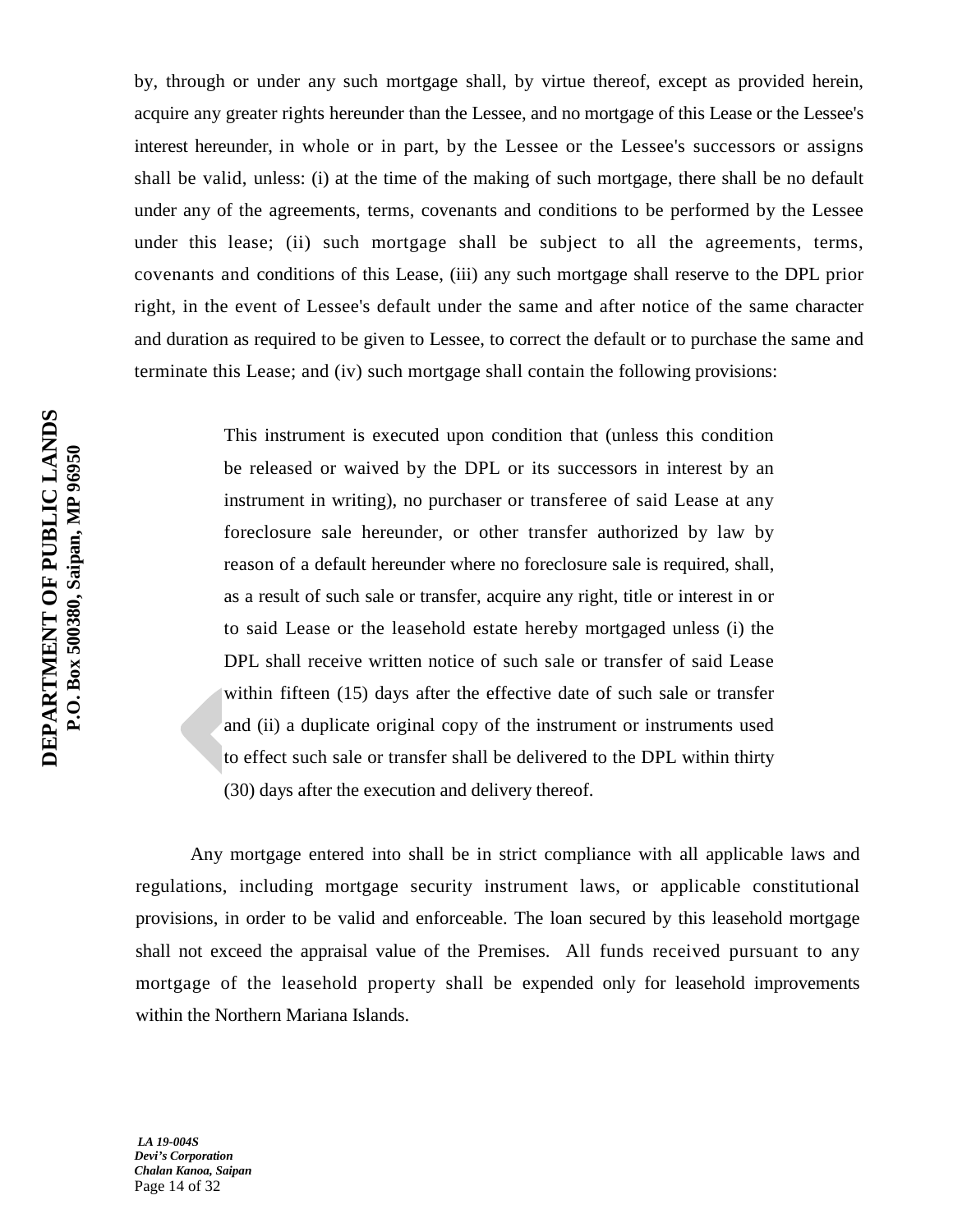by, through or under any such mortgage shall, by virtue thereof, except as provided herein, acquire any greater rights hereunder than the Lessee, and no mortgage of this Lease or the Lessee's interest hereunder, in whole or in part, by the Lessee or the Lessee's successors or assigns shall be valid, unless: (i) at the time of the making of such mortgage, there shall be no default under any of the agreements, terms, covenants and conditions to be performed by the Lessee under this lease; (ii) such mortgage shall be subject to all the agreements, terms, covenants and conditions of this Lease, (iii) any such mortgage shall reserve to the DPL prior right, in the event of Lessee's default under the same and after notice of the same character and duration as required to be given to Lessee, to correct the default or to purchase the same and terminate this Lease; and (iv) such mortgage shall contain the following provisions:

> This instrument is executed upon condition that (unless this condition be released or waived by the DPL or its successors in interest by an instrument in writing), no purchaser or transferee of said Lease at any foreclosure sale hereunder, or other transfer authorized by law by reason of a default hereunder where no foreclosure sale is required, shall, as a result of such sale or transfer, acquire any right, title or interest in or to said Lease or the leasehold estate hereby mortgaged unless (i) the DPL shall receive written notice of such sale or transfer of said Lease within fifteen (15) days after the effective date of such sale or transfer and (ii) a duplicate original copy of the instrument or instruments used to effect such sale or transfer shall be delivered to the DPL within thirty (30) days after the execution and delivery thereof.

Any mortgage entered into shall be in strict compliance with all applicable laws and regulations, including mortgage security instrument laws, or applicable constitutional provisions, in order to be valid and enforceable. The loan secured by this leasehold mortgage shall not exceed the appraisal value of the Premises. All funds received pursuant to any mortgage of the leasehold property shall be expended only for leasehold improvements within the Northern Mariana Islands.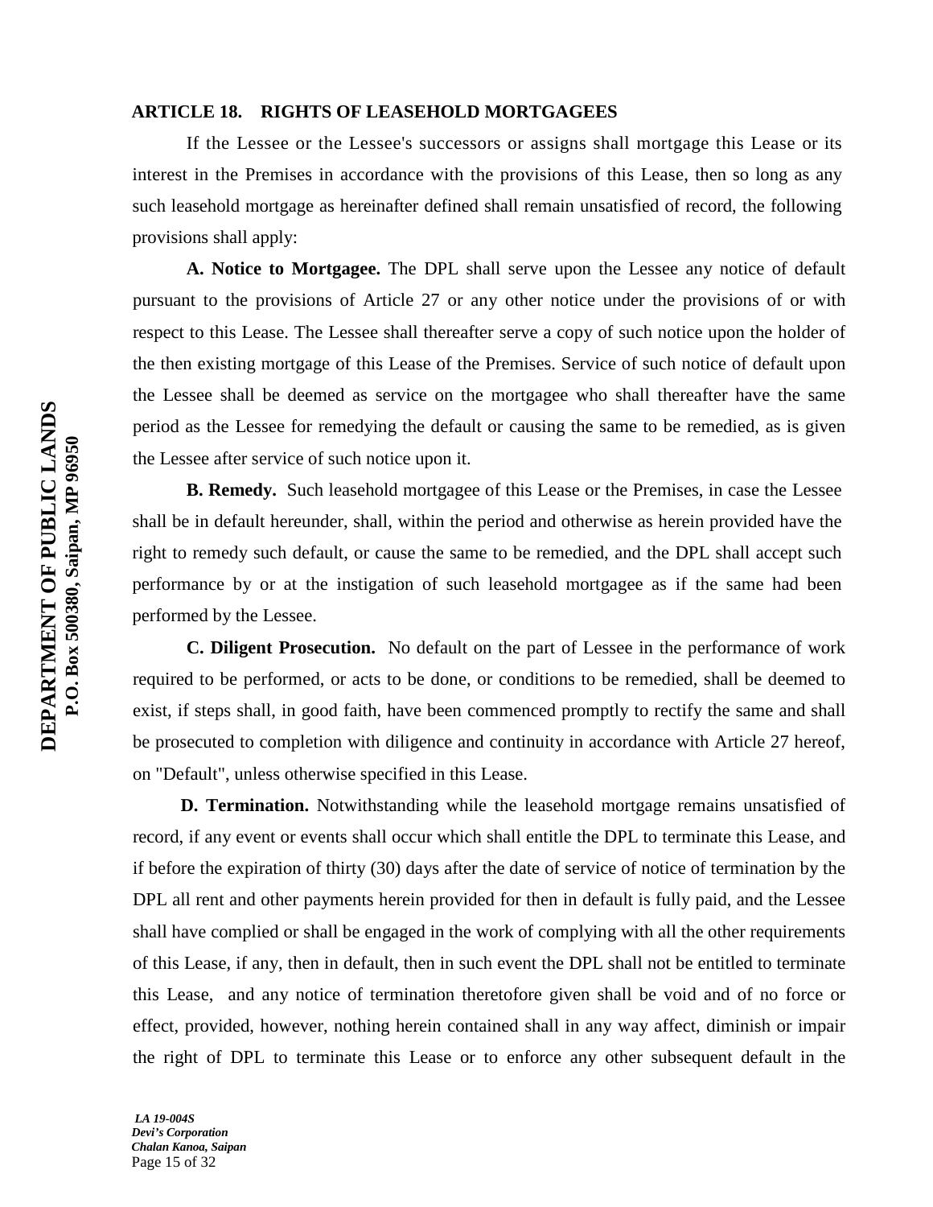### ARTICLE 18. RIGHTS OF LEASEHOLD MORTGAGEES

If the Lessee or the Lessee's successors or assigns shall mortgage this Lease or its interest in the Premises in accordance with the provisions of this Lease, then so long as any such leasehold mortgage as hereinafter defined shall remain unsatisfied of record, the following provisions shall apply:

**A. Notice to Mortgagee.** The DPL shall serve upon the Lessee any notice of default pursuant to the provisions of Article 27 or any other notice under the provisions of or with respect to this Lease. The Lessee shall thereafter serve a copy of such notice upon the holder of the then existing mortgage of this Lease of the Premises. Service of such notice of default upon the Lessee shall be deemed as service on the mortgagee who shall thereafter have the same period as the Lessee for remedying the default or causing the same to be remedied, as is given the Lessee after service of such notice upon it.

**B. Remedy.** Such leasehold mortgagee of this Lease or the Premises, in case the Lessee shall be in default hereunder, shall, within the period and otherwise as herein provided have the right to remedy such default, or cause the same to be remedied, and the DPL shall accept such performance by or at the instigation of such leasehold mortgagee as if the same had been performed by the Lessee.

**C. Diligent Prosecution.** No default on the part of Lessee in the performance of work required to be performed, or acts to be done, or conditions to be remedied, shall be deemed to exist, if steps shall, in good faith, have been commenced promptly to rectify the same and shall be prosecuted to completion with diligence and continuity in accordance with Article 27 hereof, on "Default", unless otherwise specified in this Lease.

**D. Termination.** Notwithstanding while the leasehold mortgage remains unsatisfied of record, if any event or events shall occur which shall entitle the DPL to terminate this Lease, and if before the expiration of thirty (30) days after the date of service of notice of termination by the DPL all rent and other payments herein provided for then in default is fully paid, and the Lessee shall have complied or shall be engaged in the work of complying with all the other requirements of this Lease, if any, then in default, then in such event the DPL shall not be entitled to terminate this Lease, and any notice of termination theretofore given shall be void and of no force or effect, provided, however, nothing herein contained shall in any way affect, diminish or impair the right of DPL to terminate this Lease or to enforce any other subsequent default in the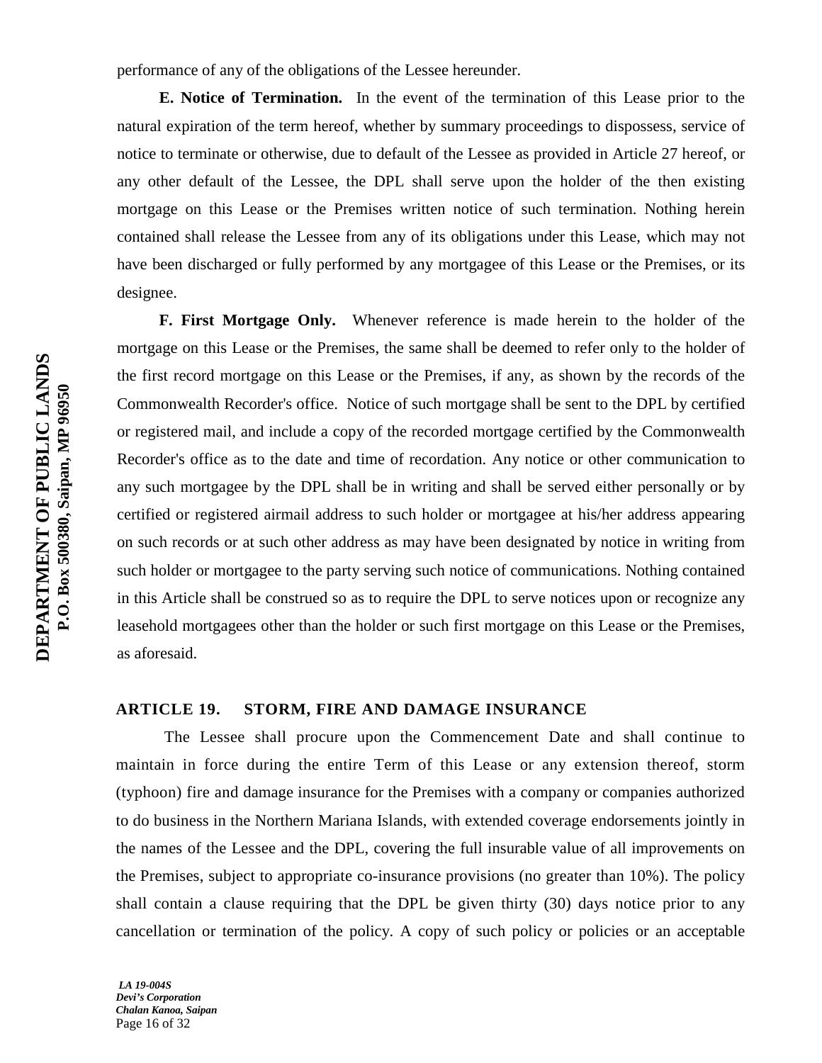performance of any of the obligations of the Lessee hereunder.

**E. Notice of Termination.** In the event of the termination of this Lease prior to the natural expiration of the term hereof, whether by summary proceedings to dispossess, service of notice to terminate or otherwise, due to default of the Lessee as provided in Article 27 hereof, or any other default of the Lessee, the DPL shall serve upon the holder of the then existing mortgage on this Lease or the Premises written notice of such termination. Nothing herein contained shall release the Lessee from any of its obligations under this Lease, which may not have been discharged or fully performed by any mortgagee of this Lease or the Premises, or its designee.

**F. First Mortgage Only.** Whenever reference is made herein to the holder of the mortgage on this Lease or the Premises, the same shall be deemed to refer only to the holder of the first record mortgage on this Lease or the Premises, if any, as shown by the records of the Commonwealth Recorder's office. Notice of such mortgage shall be sent to the DPL by certified or registered mail, and include a copy of the recorded mortgage certified by the Commonwealth Recorder's office as to the date and time of recordation. Any notice or other communication to any such mortgagee by the DPL shall be in writing and shall be served either personally or by certified or registered airmail address to such holder or mortgagee at his/her address appearing on such records or at such other address as may have been designated by notice in writing from such holder or mortgagee to the party serving such notice of communications. Nothing contained in this Article shall be construed so as to require the DPL to serve notices upon or recognize any leasehold mortgagees other than the holder or such first mortgage on this Lease or the Premises, as aforesaid.

## ARTICLE 19. STORM, FIRE AND DAMAGE INSURANCE

The Lessee shall procure upon the Commencement Date and shall continue to maintain in force during the entire Term of this Lease or any extension thereof, storm (typhoon) fire and damage insurance for the Premises with a company or companies authorized to do business in the Northern Mariana Islands, with extended coverage endorsements jointly in the names of the Lessee and the DPL, covering the full insurable value of all improvements on the Premises, subject to appropriate co-insurance provisions (no greater than 10%). The policy shall contain a clause requiring that the DPL be given thirty (30) days notice prior to any cancellation or termination of the policy. A copy of such policy or policies or an acceptable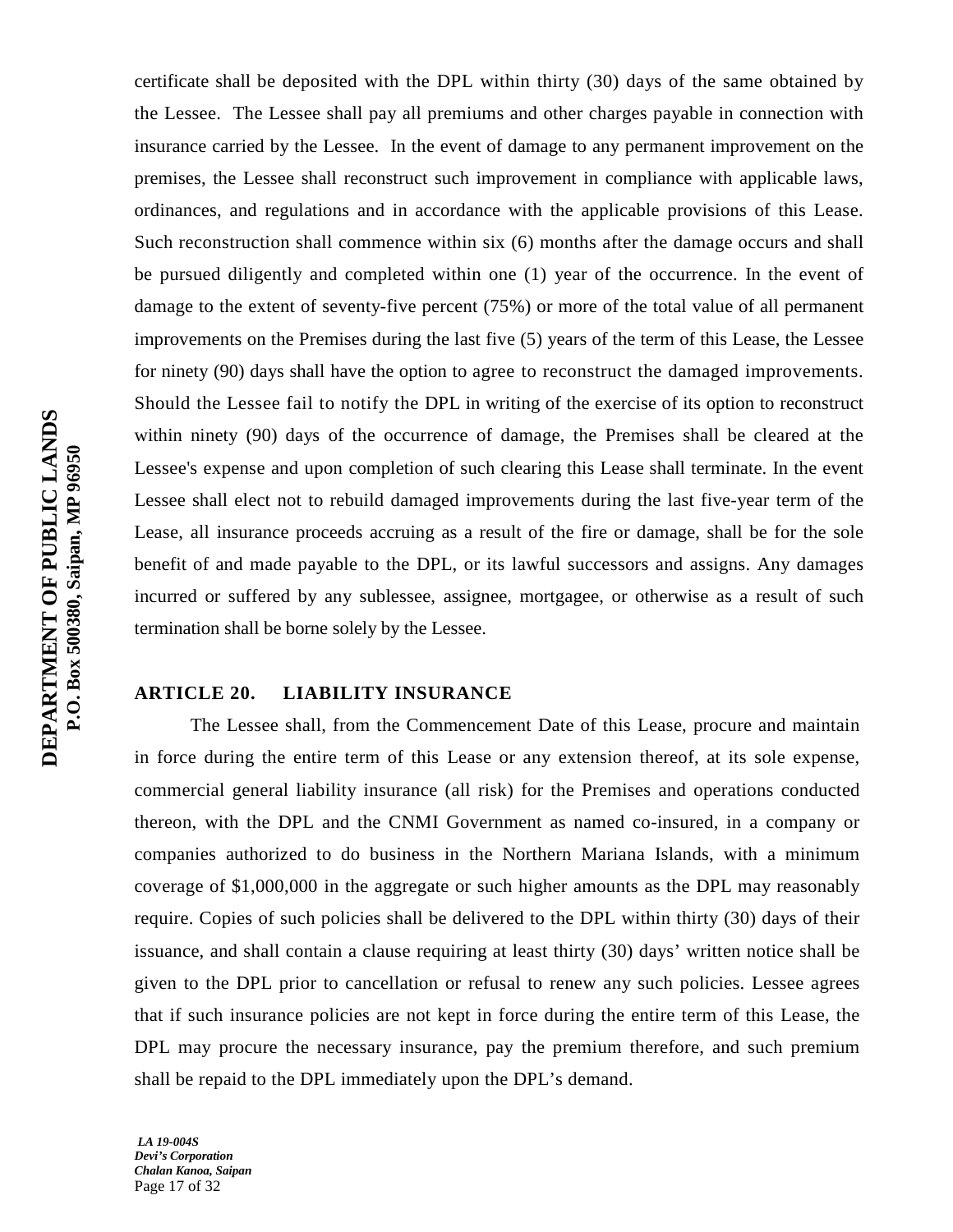certificate shall be deposited with the DPL within thirty (30) days of the same obtained by the Lessee. The Lessee shall pay all premiums and other charges payable in connection with insurance carried by the Lessee. In the event of damage to any permanent improvement on the premises, the Lessee shall reconstruct such improvement in compliance with applicable laws, ordinances, and regulations and in accordance with the applicable provisions of this Lease. Such reconstruction shall commence within six (6) months after the damage occurs and shall be pursued diligently and completed within one (1) year of the occurrence. In the event of damage to the extent of seventy-five percent (75%) or more of the total value of all permanent improvements on the Premises during the last five (5) years of the term of this Lease, the Lessee for ninety (90) days shall have the option to agree to reconstruct the damaged improvements. Should the Lessee fail to notify the DPL in writing of the exercise of its option to reconstruct within ninety (90) days of the occurrence of damage, the Premises shall be cleared at the Lessee's expense and upon completion of such clearing this Lease shall terminate. In the event Lessee shall elect not to rebuild damaged improvements during the last five-year term of the Lease, all insurance proceeds accruing as a result of the fire or damage, shall be for the sole benefit of and made payable to the DPL, or its lawful successors and assigns. Any damages incurred or suffered by any sublessee, assignee, mortgagee, or otherwise as a result of such termination shall be borne solely by the Lessee.

**ARTICLE 20. LIABILITY INSURANCE**

The Lessee shall, from the Commencement Date of this Lease, procure and maintain in force during the entire term of this Lease or any extension thereof, at its sole expense, commercial general liability insurance (all risk) for the Premises and operations conducted thereon, with the DPL and the CNMI Government as named co-insured, in a company or companies authorized to do business in the Northern Mariana Islands, with a minimum coverage of $1,000,000 in the aggregate or such higher amounts as the DPL may reasonably require. Copies of such policies shall be delivered to the DPL within thirty (30) days of their issuance, and shall contain a clause requiring at least thirty (30) days' written notice shall be given to the DPL prior to cancellation or refusal to renew any such policies. Lessee agrees that if such insurance policies are not kept in force during the entire term of this Lease, the DPL may procure the necessary insurance, pay the premium therefore, and such premium shall be repaid to the DPL immediately upon the DPL's demand.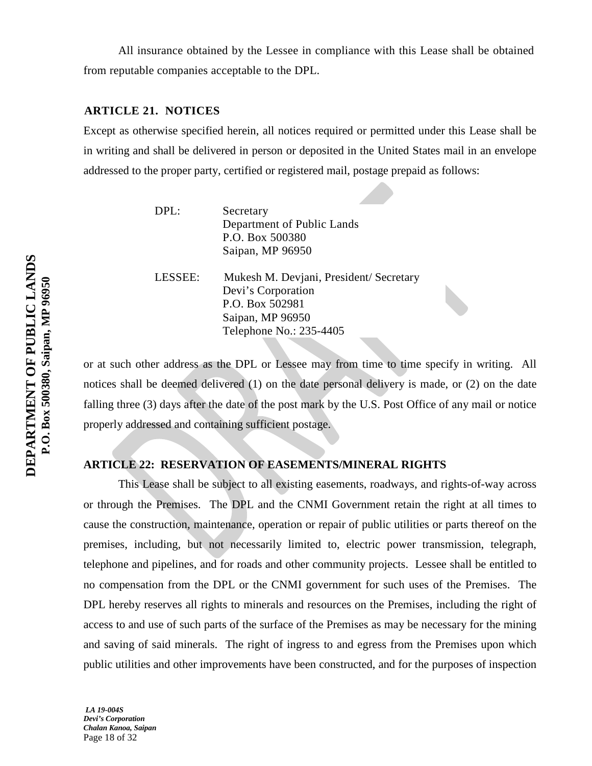All insurance obtained by the Lessee in compliance with this Lease shall be obtained from reputable companies acceptable to the DPL.

## ARTICLE 21. NOTICES

Except as otherwise specified herein, all notices required or permitted under this Lease shall be in writing and shall be delivered in person or deposited in the United States mail in an envelope addressed to the proper party, certified or registered mail, postage prepaid as follows:

DPL: Secretary
Department of Public Lands
P.O. Box 500380
Saipan, MP 96950

LESSEE: Mukesh M. Devjani, President/ Secretary
Devi's Corporation
P.O. Box 502981
Saipan, MP 96950
Telephone No.: 235-4405

or at such other address as the DPL or Lessee may from time to time specify in writing. All notices shall be deemed delivered (1) on the date personal delivery is made, or (2) on the date falling three (3) days after the date of the post mark by the U.S. Post Office of any mail or notice properly addressed and containing sufficient postage.

## ARTICLE 22: RESERVATION OF EASEMENTS/MINERAL RIGHTS

This Lease shall be subject to all existing easements, roadways, and rights-of-way across or through the Premises. The DPL and the CNMI Government retain the right at all times to cause the construction, maintenance, operation or repair of public utilities or parts thereof on the premises, including, but not necessarily limited to, electric power transmission, telegraph, telephone and pipelines, and for roads and other community projects. Lessee shall be entitled to no compensation from the DPL or the CNMI government for such uses of the Premises. The DPL hereby reserves all rights to minerals and resources on the Premises, including the right of access to and use of such parts of the surface of the Premises as may be necessary for the mining and saving of said minerals. The right of ingress to and egress from the Premises upon which public utilities and other improvements have been constructed, and for the purposes of inspection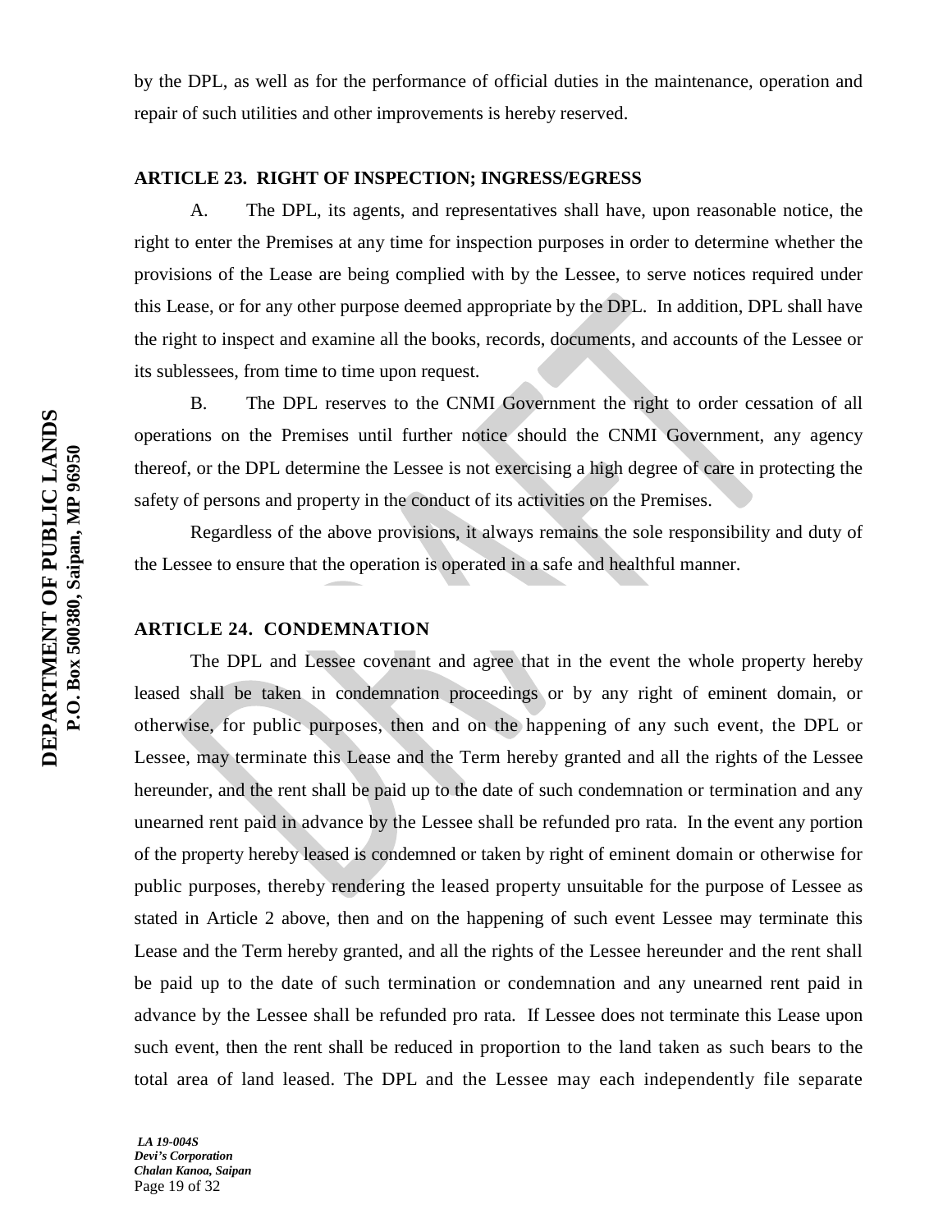by the DPL, as well as for the performance of official duties in the maintenance, operation and repair of such utilities and other improvements is hereby reserved.

**ARTICLE 23. RIGHT OF INSPECTION; INGRESS/EGRESS**

A. The DPL, its agents, and representatives shall have, upon reasonable notice, the right to enter the Premises at any time for inspection purposes in order to determine whether the provisions of the Lease are being complied with by the Lessee, to serve notices required under this Lease, or for any other purpose deemed appropriate by the DPL. In addition, DPL shall have the right to inspect and examine all the books, records, documents, and accounts of the Lessee or its sublessees, from time to time upon request.

B. The DPL reserves to the CNMI Government the right to order cessation of all operations on the Premises until further notice should the CNMI Government, any agency thereof, or the DPL determine the Lessee is not exercising a high degree of care in protecting the safety of persons and property in the conduct of its activities on the Premises.

Regardless of the above provisions, it always remains the sole responsibility and duty of the Lessee to ensure that the operation is operated in a safe and healthful manner.

**ARTICLE 24. CONDEMNATION**

The DPL and Lessee covenant and agree that in the event the whole property hereby leased shall be taken in condemnation proceedings or by any right of eminent domain, or otherwise, for public purposes, then and on the happening of any such event, the DPL or Lessee, may terminate this Lease and the Term hereby granted and all the rights of the Lessee hereunder, and the rent shall be paid up to the date of such condemnation or termination and any unearned rent paid in advance by the Lessee shall be refunded pro rata. In the event any portion of the property hereby leased is condemned or taken by right of eminent domain or otherwise for public purposes, thereby rendering the leased property unsuitable for the purpose of Lessee as stated in Article 2 above, then and on the happening of such event Lessee may terminate this Lease and the Term hereby granted, and all the rights of the Lessee hereunder and the rent shall be paid up to the date of such termination or condemnation and any unearned rent paid in advance by the Lessee shall be refunded pro rata. If Lessee does not terminate this Lease upon such event, then the rent shall be reduced in proportion to the land taken as such bears to the total area of land leased. The DPL and the Lessee may each independently file separate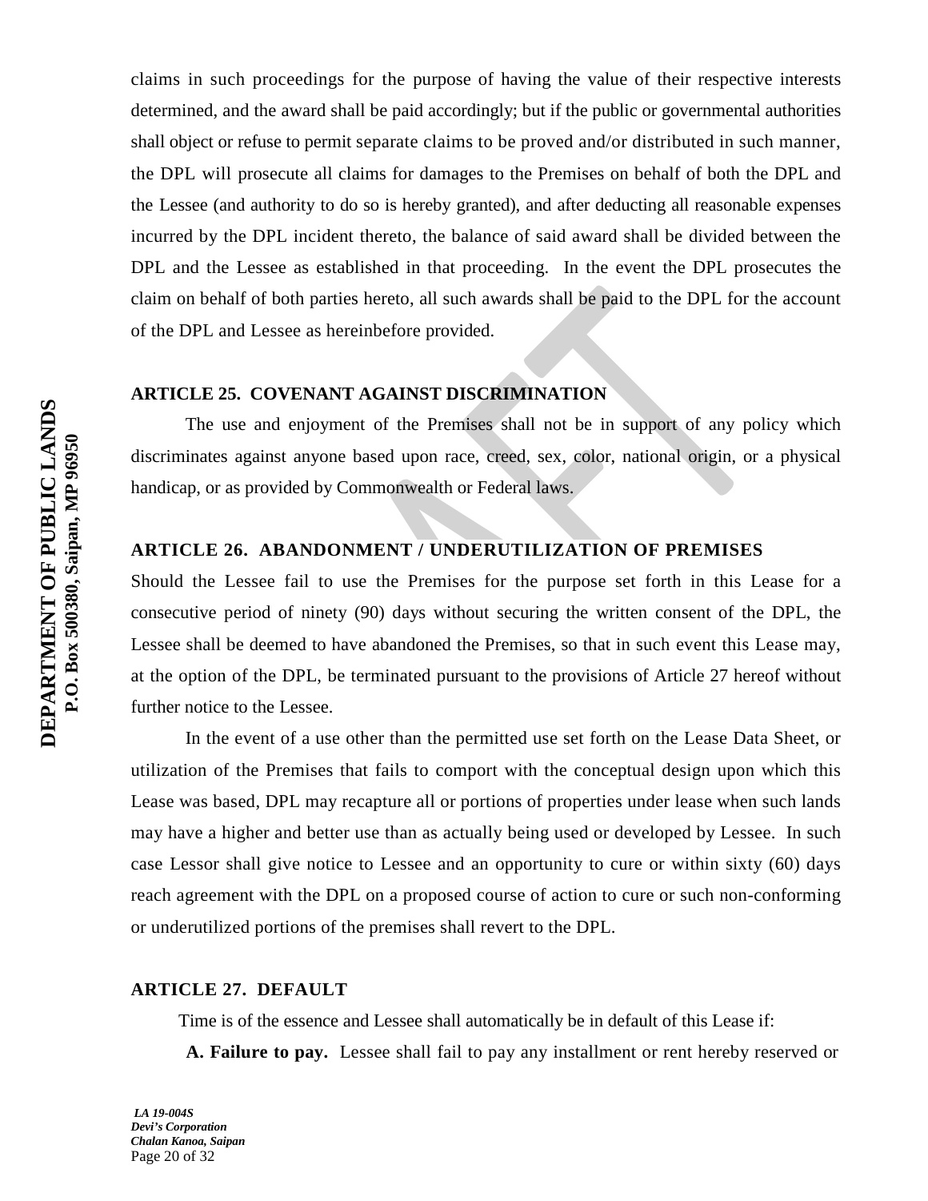claims in such proceedings for the purpose of having the value of their respective interests determined, and the award shall be paid accordingly; but if the public or governmental authorities shall object or refuse to permit separate claims to be proved and/or distributed in such manner, the DPL will prosecute all claims for damages to the Premises on behalf of both the DPL and the Lessee (and authority to do so is hereby granted), and after deducting all reasonable expenses incurred by the DPL incident thereto, the balance of said award shall be divided between the DPL and the Lessee as established in that proceeding. In the event the DPL prosecutes the claim on behalf of both parties hereto, all such awards shall be paid to the DPL for the account of the DPL and Lessee as hereinbefore provided.

**ARTICLE 25. COVENANT AGAINST DISCRIMINATION**

The use and enjoyment of the Premises shall not be in support of any policy which discriminates against anyone based upon race, creed, sex, color, national origin, or a physical handicap, or as provided by Commonwealth or Federal laws.

**ARTICLE 26. ABANDONMENT / UNDERUTILIZATION OF PREMISES**

Should the Lessee fail to use the Premises for the purpose set forth in this Lease for a consecutive period of ninety (90) days without securing the written consent of the DPL, the Lessee shall be deemed to have abandoned the Premises, so that in such event this Lease may, at the option of the DPL, be terminated pursuant to the provisions of Article 27 hereof without further notice to the Lessee.

In the event of a use other than the permitted use set forth on the Lease Data Sheet, or utilization of the Premises that fails to comport with the conceptual design upon which this Lease was based, DPL may recapture all or portions of properties under lease when such lands may have a higher and better use than as actually being used or developed by Lessee. In such case Lessor shall give notice to Lessee and an opportunity to cure or within sixty (60) days reach agreement with the DPL on a proposed course of action to cure or such non-conforming or underutilized portions of the premises shall revert to the DPL.

**ARTICLE 27. DEFAULT**

Time is of the essence and Lessee shall automatically be in default of this Lease if:

**A. Failure to pay.** Lessee shall fail to pay any installment or rent hereby reserved or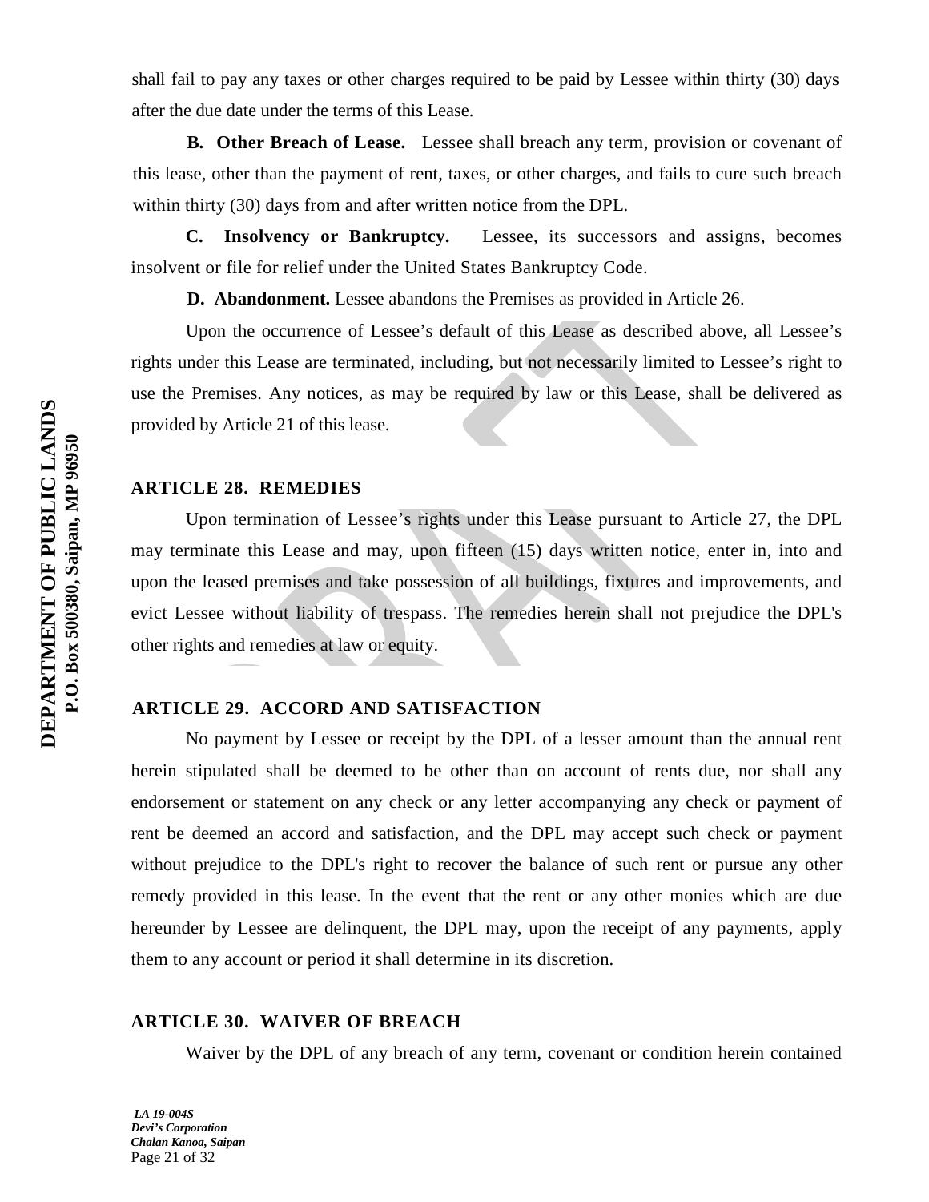shall fail to pay any taxes or other charges required to be paid by Lessee within thirty (30) days after the due date under the terms of this Lease.

**B. Other Breach of Lease.** Lessee shall breach any term, provision or covenant of this lease, other than the payment of rent, taxes, or other charges, and fails to cure such breach within thirty (30) days from and after written notice from the DPL.

**C. Insolvency or Bankruptcy.** Lessee, its successors and assigns, becomes insolvent or file for relief under the United States Bankruptcy Code.

**D. Abandonment.** Lessee abandons the Premises as provided in Article 26.

Upon the occurrence of Lessee's default of this Lease as described above, all Lessee's rights under this Lease are terminated, including, but not necessarily limited to Lessee's right to use the Premises. Any notices, as may be required by law or this Lease, shall be delivered as provided by Article 21 of this lease.

## ARTICLE 28. REMEDIES

Upon termination of Lessee's rights under this Lease pursuant to Article 27, the DPL may terminate this Lease and may, upon fifteen (15) days written notice, enter in, into and upon the leased premises and take possession of all buildings, fixtures and improvements, and evict Lessee without liability of trespass. The remedies herein shall not prejudice the DPL's other rights and remedies at law or equity.

## ARTICLE 29. ACCORD AND SATISFACTION

No payment by Lessee or receipt by the DPL of a lesser amount than the annual rent herein stipulated shall be deemed to be other than on account of rents due, nor shall any endorsement or statement on any check or any letter accompanying any check or payment of rent be deemed an accord and satisfaction, and the DPL may accept such check or payment without prejudice to the DPL's right to recover the balance of such rent or pursue any other remedy provided in this lease. In the event that the rent or any other monies which are due hereunder by Lessee are delinquent, the DPL may, upon the receipt of any payments, apply them to any account or period it shall determine in its discretion.

## ARTICLE 30. WAIVER OF BREACH

Waiver by the DPL of any breach of any term, covenant or condition herein contained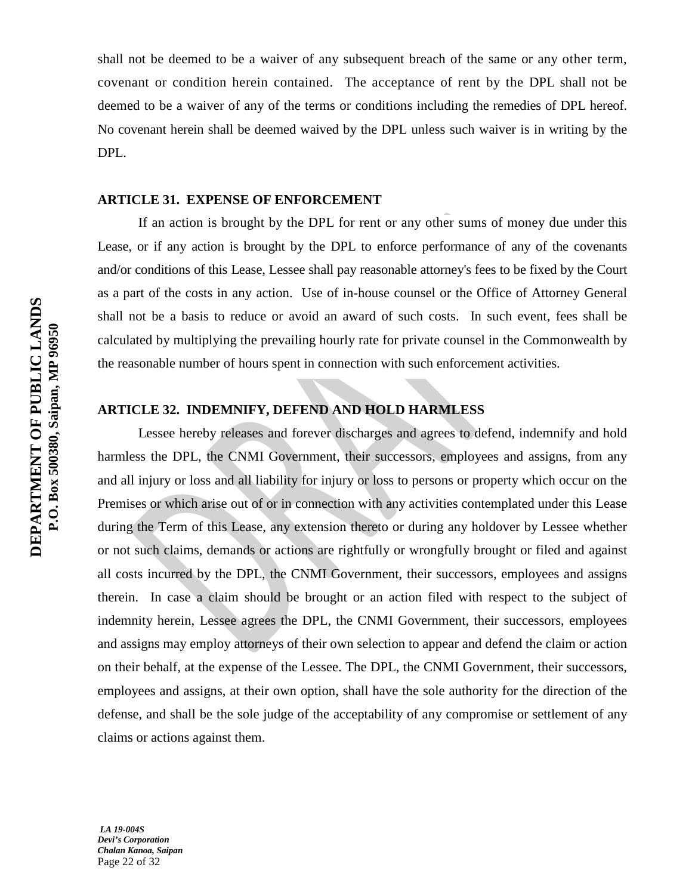shall not be deemed to be a waiver of any subsequent breach of the same or any other term, covenant or condition herein contained. The acceptance of rent by the DPL shall not be deemed to be a waiver of any of the terms or conditions including the remedies of DPL hereof. No covenant herein shall be deemed waived by the DPL unless such waiver is in writing by the DPL.

**ARTICLE 31. EXPENSE OF ENFORCEMENT**

If an action is brought by the DPL for rent or any other sums of money due under this Lease, or if any action is brought by the DPL to enforce performance of any of the covenants and/or conditions of this Lease, Lessee shall pay reasonable attorney's fees to be fixed by the Court as a part of the costs in any action. Use of in-house counsel or the Office of Attorney General shall not be a basis to reduce or avoid an award of such costs. In such event, fees shall be calculated by multiplying the prevailing hourly rate for private counsel in the Commonwealth by the reasonable number of hours spent in connection with such enforcement activities.

**ARTICLE 32. INDEMNIFY, DEFEND AND HOLD HARMLESS**

Lessee hereby releases and forever discharges and agrees to defend, indemnify and hold harmless the DPL, the CNMI Government, their successors, employees and assigns, from any and all injury or loss and all liability for injury or loss to persons or property which occur on the Premises or which arise out of or in connection with any activities contemplated under this Lease during the Term of this Lease, any extension thereto or during any holdover by Lessee whether or not such claims, demands or actions are rightfully or wrongfully brought or filed and against all costs incurred by the DPL, the CNMI Government, their successors, employees and assigns therein. In case a claim should be brought or an action filed with respect to the subject of indemnity herein, Lessee agrees the DPL, the CNMI Government, their successors, employees and assigns may employ attorneys of their own selection to appear and defend the claim or action on their behalf, at the expense of the Lessee. The DPL, the CNMI Government, their successors, employees and assigns, at their own option, shall have the sole authority for the direction of the defense, and shall be the sole judge of the acceptability of any compromise or settlement of any claims or actions against them.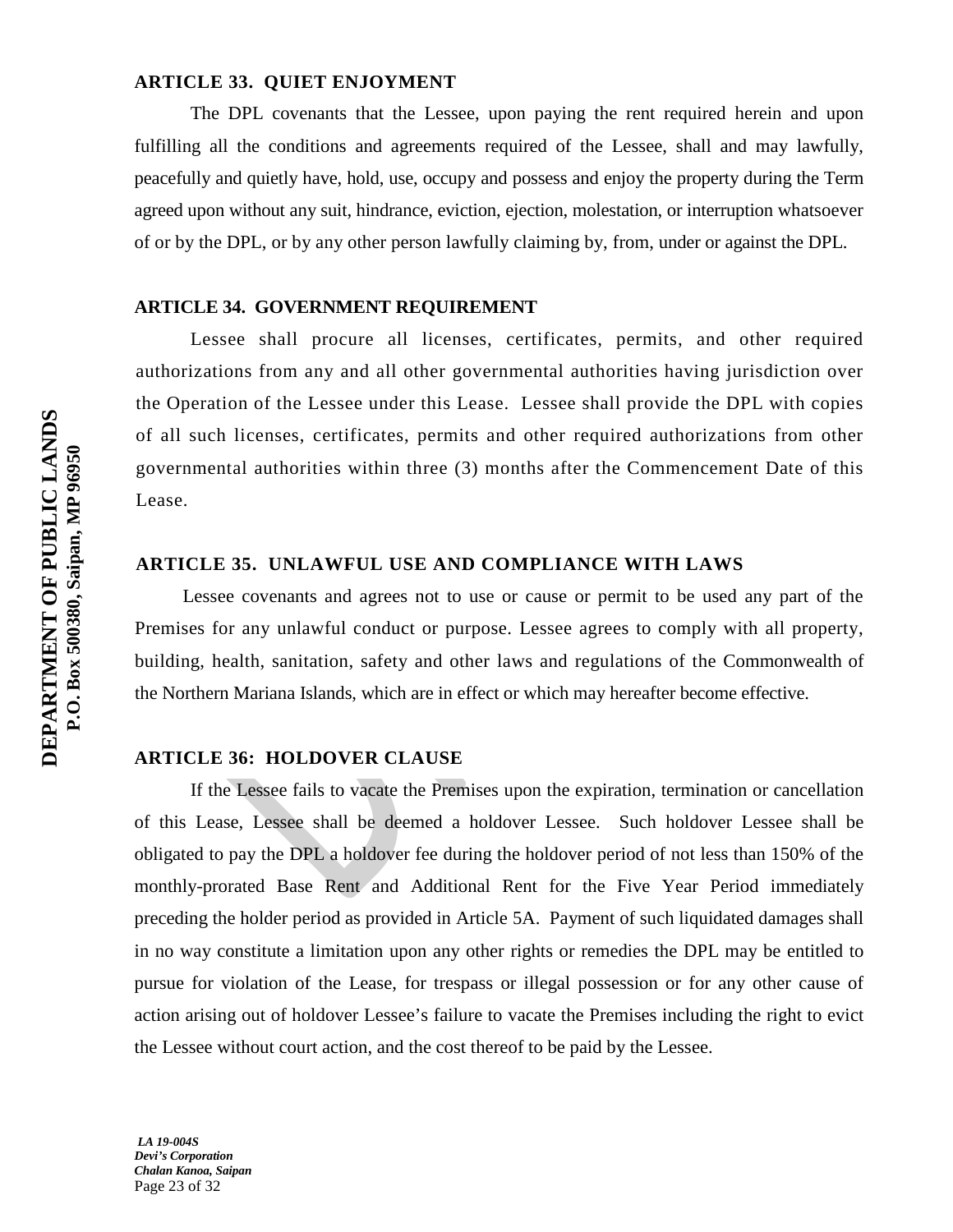## ARTICLE 33. QUIET ENJOYMENT

The DPL covenants that the Lessee, upon paying the rent required herein and upon fulfilling all the conditions and agreements required of the Lessee, shall and may lawfully, peacefully and quietly have, hold, use, occupy and possess and enjoy the property during the Term agreed upon without any suit, hindrance, eviction, ejection, molestation, or interruption whatsoever of or by the DPL, or by any other person lawfully claiming by, from, under or against the DPL.

## ARTICLE 34. GOVERNMENT REQUIREMENT

Lessee shall procure all licenses, certificates, permits, and other required authorizations from any and all other governmental authorities having jurisdiction over the Operation of the Lessee under this Lease. Lessee shall provide the DPL with copies of all such licenses, certificates, permits and other required authorizations from other governmental authorities within three (3) months after the Commencement Date of this Lease.

## ARTICLE 35. UNLAWFUL USE AND COMPLIANCE WITH LAWS

Lessee covenants and agrees not to use or cause or permit to be used any part of the Premises for any unlawful conduct or purpose. Lessee agrees to comply with all property, building, health, sanitation, safety and other laws and regulations of the Commonwealth of the Northern Mariana Islands, which are in effect or which may hereafter become effective.

## ARTICLE 36: HOLDOVER CLAUSE

If the Lessee fails to vacate the Premises upon the expiration, termination or cancellation of this Lease, Lessee shall be deemed a holdover Lessee. Such holdover Lessee shall be obligated to pay the DPL a holdover fee during the holdover period of not less than 150% of the monthly-prorated Base Rent and Additional Rent for the Five Year Period immediately preceding the holder period as provided in Article 5A. Payment of such liquidated damages shall in no way constitute a limitation upon any other rights or remedies the DPL may be entitled to pursue for violation of the Lease, for trespass or illegal possession or for any other cause of action arising out of holdover Lessee's failure to vacate the Premises including the right to evict the Lessee without court action, and the cost thereof to be paid by the Lessee.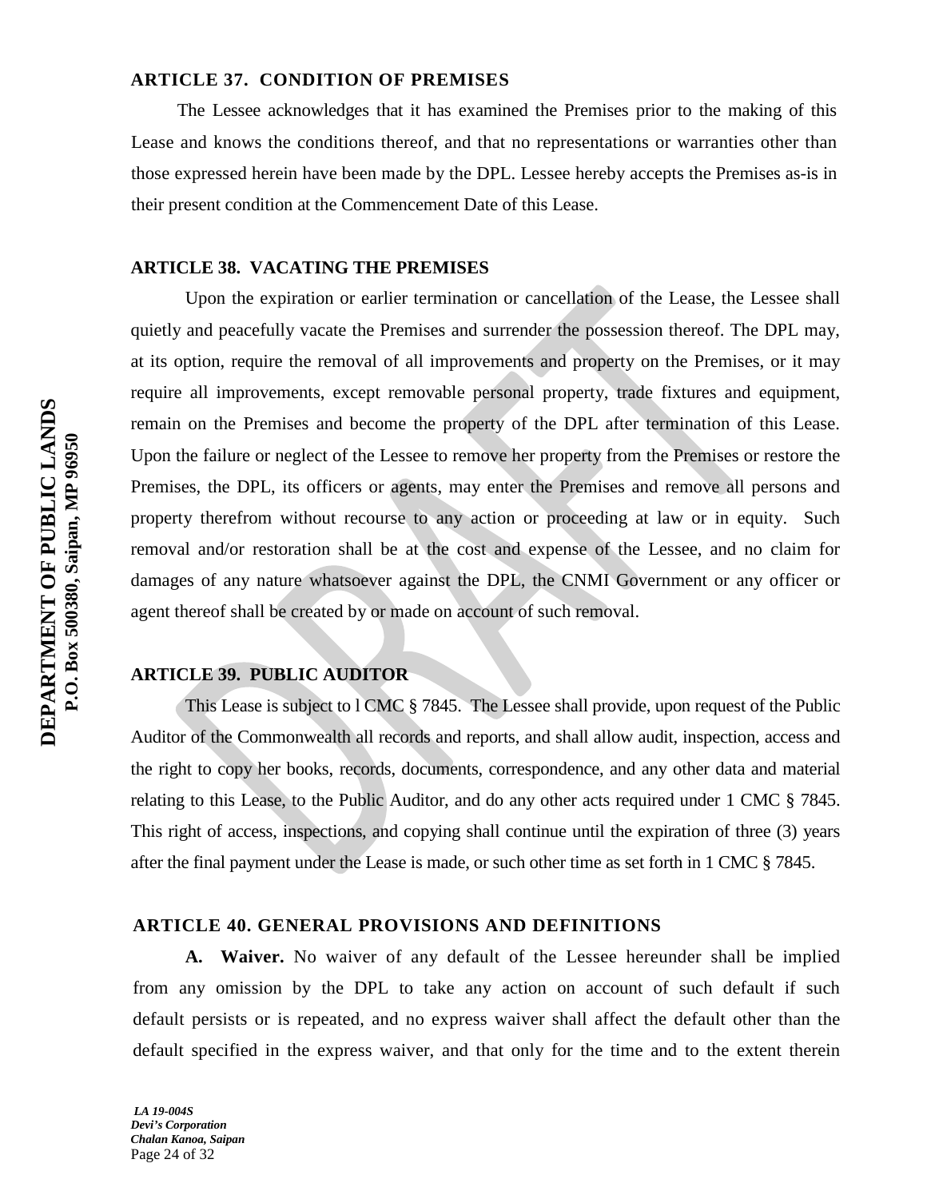## ARTICLE 37. CONDITION OF PREMISES

The Lessee acknowledges that it has examined the Premises prior to the making of this Lease and knows the conditions thereof, and that no representations or warranties other than those expressed herein have been made by the DPL. Lessee hereby accepts the Premises as-is in their present condition at the Commencement Date of this Lease.

## ARTICLE 38. VACATING THE PREMISES

Upon the expiration or earlier termination or cancellation of the Lease, the Lessee shall quietly and peacefully vacate the Premises and surrender the possession thereof. The DPL may, at its option, require the removal of all improvements and property on the Premises, or it may require all improvements, except removable personal property, trade fixtures and equipment, remain on the Premises and become the property of the DPL after termination of this Lease. Upon the failure or neglect of the Lessee to remove her property from the Premises or restore the Premises, the DPL, its officers or agents, may enter the Premises and remove all persons and property therefrom without recourse to any action or proceeding at law or in equity. Such removal and/or restoration shall be at the cost and expense of the Lessee, and no claim for damages of any nature whatsoever against the DPL, the CNMI Government or any officer or agent thereof shall be created by or made on account of such removal.

## ARTICLE 39. PUBLIC AUDITOR

This Lease is subject to l CMC § 7845. The Lessee shall provide, upon request of the Public Auditor of the Commonwealth all records and reports, and shall allow audit, inspection, access and the right to copy her books, records, documents, correspondence, and any other data and material relating to this Lease, to the Public Auditor, and do any other acts required under 1 CMC § 7845. This right of access, inspections, and copying shall continue until the expiration of three (3) years after the final payment under the Lease is made, or such other time as set forth in 1 CMC § 7845.

## ARTICLE 40. GENERAL PROVISIONS AND DEFINITIONS

**A. Waiver.** No waiver of any default of the Lessee hereunder shall be implied from any omission by the DPL to take any action on account of such default if such default persists or is repeated, and no express waiver shall affect the default other than the default specified in the express waiver, and that only for the time and to the extent therein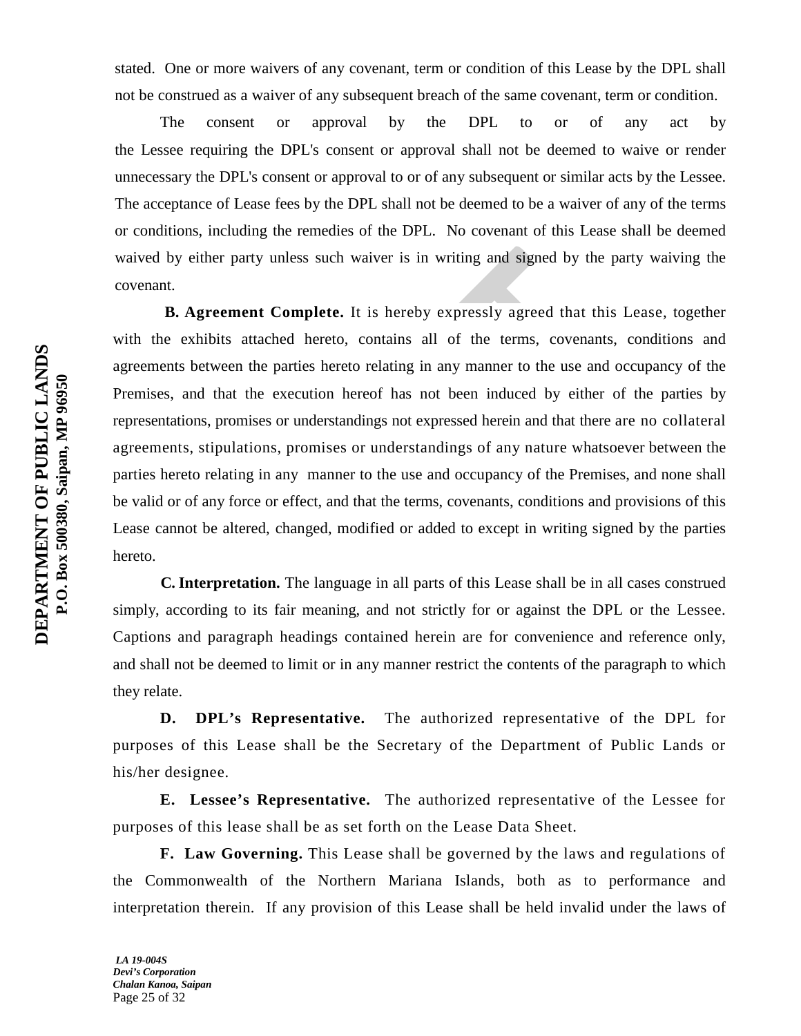stated. One or more waivers of any covenant, term or condition of this Lease by the DPL shall not be construed as a waiver of any subsequent breach of the same covenant, term or condition.

The consent or approval by the DPL to or of any act by the Lessee requiring the DPL's consent or approval shall not be deemed to waive or render unnecessary the DPL's consent or approval to or of any subsequent or similar acts by the Lessee. The acceptance of Lease fees by the DPL shall not be deemed to be a waiver of any of the terms or conditions, including the remedies of the DPL. No covenant of this Lease shall be deemed waived by either party unless such waiver is in writing and signed by the party waiving the covenant.

**B. Agreement Complete.** It is hereby expressly agreed that this Lease, together with the exhibits attached hereto, contains all of the terms, covenants, conditions and agreements between the parties hereto relating in any manner to the use and occupancy of the Premises, and that the execution hereof has not been induced by either of the parties by representations, promises or understandings not expressed herein and that there are no collateral agreements, stipulations, promises or understandings of any nature whatsoever between the parties hereto relating in any manner to the use and occupancy of the Premises, and none shall be valid or of any force or effect, and that the terms, covenants, conditions and provisions of this Lease cannot be altered, changed, modified or added to except in writing signed by the parties hereto.

**C. Interpretation.** The language in all parts of this Lease shall be in all cases construed simply, according to its fair meaning, and not strictly for or against the DPL or the Lessee. Captions and paragraph headings contained herein are for convenience and reference only, and shall not be deemed to limit or in any manner restrict the contents of the paragraph to which they relate.

**D. DPL's Representative.** The authorized representative of the DPL for purposes of this Lease shall be the Secretary of the Department of Public Lands or his/her designee.

**E. Lessee's Representative.** The authorized representative of the Lessee for purposes of this lease shall be as set forth on the Lease Data Sheet.

**F. Law Governing.** This Lease shall be governed by the laws and regulations of the Commonwealth of the Northern Mariana Islands, both as to performance and interpretation therein. If any provision of this Lease shall be held invalid under the laws of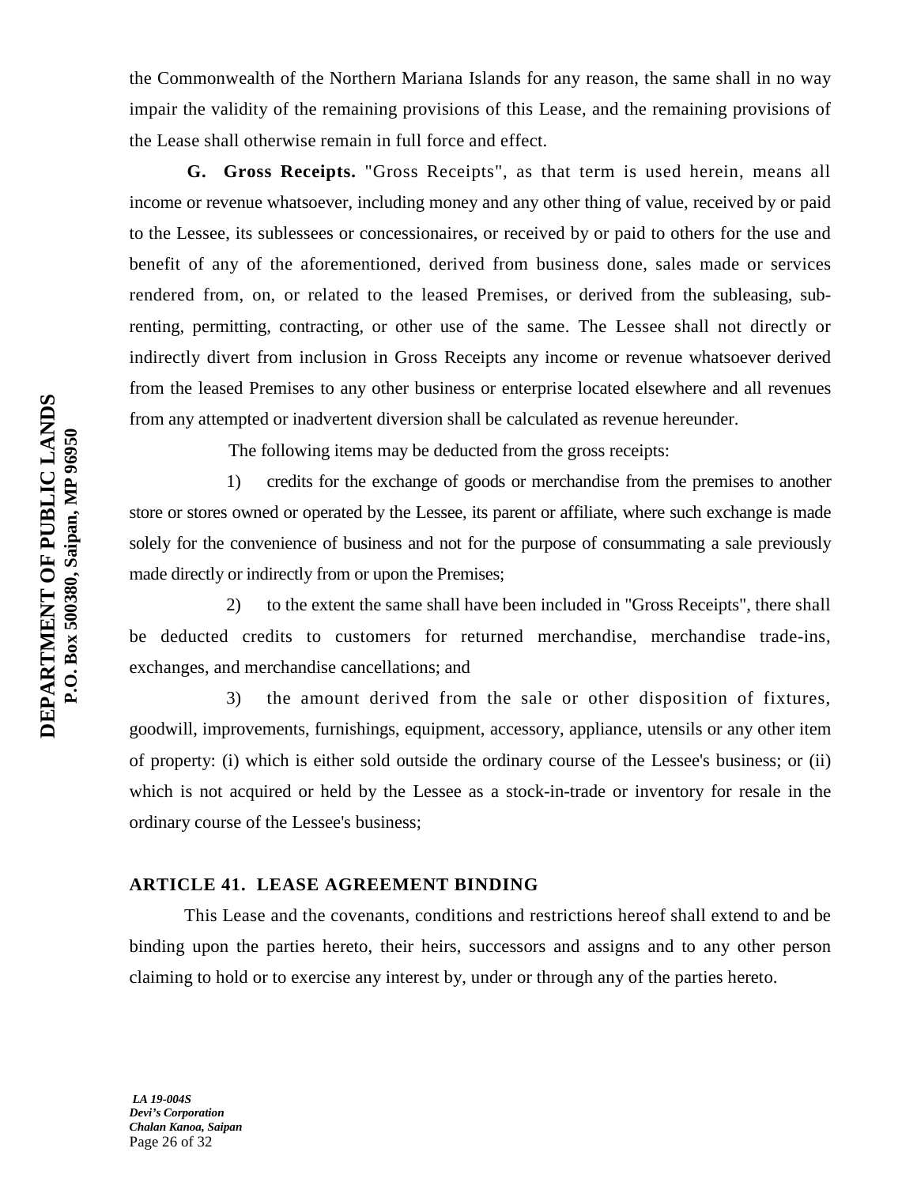the Commonwealth of the Northern Mariana Islands for any reason, the same shall in no way impair the validity of the remaining provisions of this Lease, and the remaining provisions of the Lease shall otherwise remain in full force and effect.

**G. Gross Receipts.** "Gross Receipts", as that term is used herein, means all income or revenue whatsoever, including money and any other thing of value, received by or paid to the Lessee, its sublessees or concessionaires, or received by or paid to others for the use and benefit of any of the aforementioned, derived from business done, sales made or services rendered from, on, or related to the leased Premises, or derived from the subleasing, sub-renting, permitting, contracting, or other use of the same. The Lessee shall not directly or indirectly divert from inclusion in Gross Receipts any income or revenue whatsoever derived from the leased Premises to any other business or enterprise located elsewhere and all revenues from any attempted or inadvertent diversion shall be calculated as revenue hereunder.

The following items may be deducted from the gross receipts:

1) credits for the exchange of goods or merchandise from the premises to another store or stores owned or operated by the Lessee, its parent or affiliate, where such exchange is made solely for the convenience of business and not for the purpose of consummating a sale previously made directly or indirectly from or upon the Premises;

2) to the extent the same shall have been included in "Gross Receipts", there shall be deducted credits to customers for returned merchandise, merchandise trade-ins, exchanges, and merchandise cancellations; and

3) the amount derived from the sale or other disposition of fixtures, goodwill, improvements, furnishings, equipment, accessory, appliance, utensils or any other item of property: (i) which is either sold outside the ordinary course of the Lessee's business; or (ii) which is not acquired or held by the Lessee as a stock-in-trade or inventory for resale in the ordinary course of the Lessee's business;

## ARTICLE 41. LEASE AGREEMENT BINDING

This Lease and the covenants, conditions and restrictions hereof shall extend to and be binding upon the parties hereto, their heirs, successors and assigns and to any other person claiming to hold or to exercise any interest by, under or through any of the parties hereto.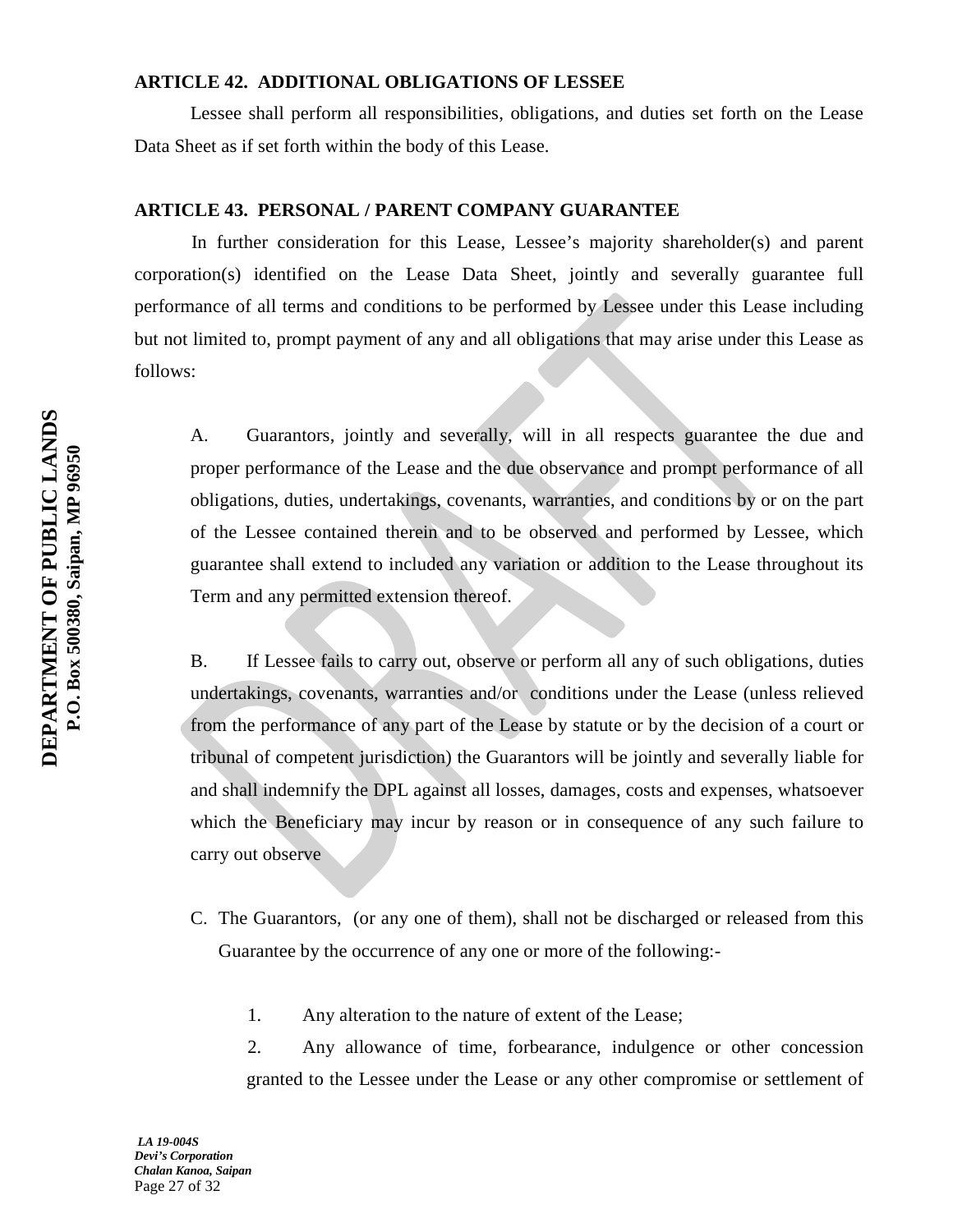**ARTICLE 42. ADDITIONAL OBLIGATIONS OF LESSEE**

Lessee shall perform all responsibilities, obligations, and duties set forth on the Lease Data Sheet as if set forth within the body of this Lease.

**ARTICLE 43. PERSONAL / PARENT COMPANY GUARANTEE**

In further consideration for this Lease, Lessee's majority shareholder(s) and parent corporation(s) identified on the Lease Data Sheet, jointly and severally guarantee full performance of all terms and conditions to be performed by Lessee under this Lease including but not limited to, prompt payment of any and all obligations that may arise under this Lease as follows:

A. Guarantors, jointly and severally, will in all respects guarantee the due and proper performance of the Lease and the due observance and prompt performance of all obligations, duties, undertakings, covenants, warranties, and conditions by or on the part of the Lessee contained therein and to be observed and performed by Lessee, which guarantee shall extend to included any variation or addition to the Lease throughout its Term and any permitted extension thereof.

B. If Lessee fails to carry out, observe or perform all any of such obligations, duties undertakings, covenants, warranties and/or conditions under the Lease (unless relieved from the performance of any part of the Lease by statute or by the decision of a court or tribunal of competent jurisdiction) the Guarantors will be jointly and severally liable for and shall indemnify the DPL against all losses, damages, costs and expenses, whatsoever which the Beneficiary may incur by reason or in consequence of any such failure to carry out observe

C. The Guarantors, (or any one of them), shall not be discharged or released from this Guarantee by the occurrence of any one or more of the following:-

1. Any alteration to the nature of extent of the Lease;
2. Any allowance of time, forbearance, indulgence or other concession granted to the Lessee under the Lease or any other compromise or settlement of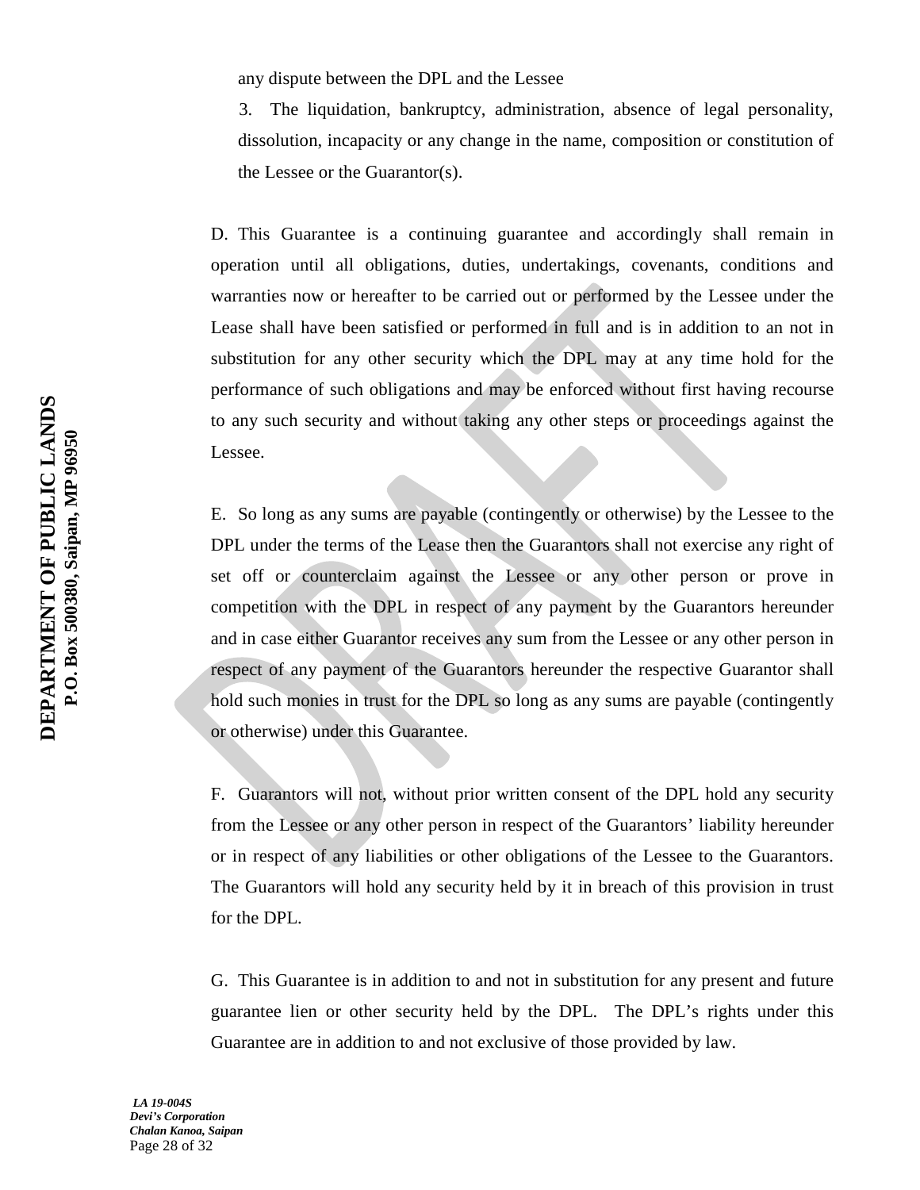any dispute between the DPL and the Lessee

3. The liquidation, bankruptcy, administration, absence of legal personality, dissolution, incapacity or any change in the name, composition or constitution of the Lessee or the Guarantor(s).

D. This Guarantee is a continuing guarantee and accordingly shall remain in operation until all obligations, duties, undertakings, covenants, conditions and warranties now or hereafter to be carried out or performed by the Lessee under the Lease shall have been satisfied or performed in full and is in addition to an not in substitution for any other security which the DPL may at any time hold for the performance of such obligations and may be enforced without first having recourse to any such security and without taking any other steps or proceedings against the Lessee.

E. So long as any sums are payable (contingently or otherwise) by the Lessee to the DPL under the terms of the Lease then the Guarantors shall not exercise any right of set off or counterclaim against the Lessee or any other person or prove in competition with the DPL in respect of any payment by the Guarantors hereunder and in case either Guarantor receives any sum from the Lessee or any other person in respect of any payment of the Guarantors hereunder the respective Guarantor shall hold such monies in trust for the DPL so long as any sums are payable (contingently or otherwise) under this Guarantee.

F. Guarantors will not, without prior written consent of the DPL hold any security from the Lessee or any other person in respect of the Guarantors' liability hereunder or in respect of any liabilities or other obligations of the Lessee to the Guarantors. The Guarantors will hold any security held by it in breach of this provision in trust for the DPL.

G. This Guarantee is in addition to and not in substitution for any present and future guarantee lien or other security held by the DPL. The DPL's rights under this Guarantee are in addition to and not exclusive of those provided by law.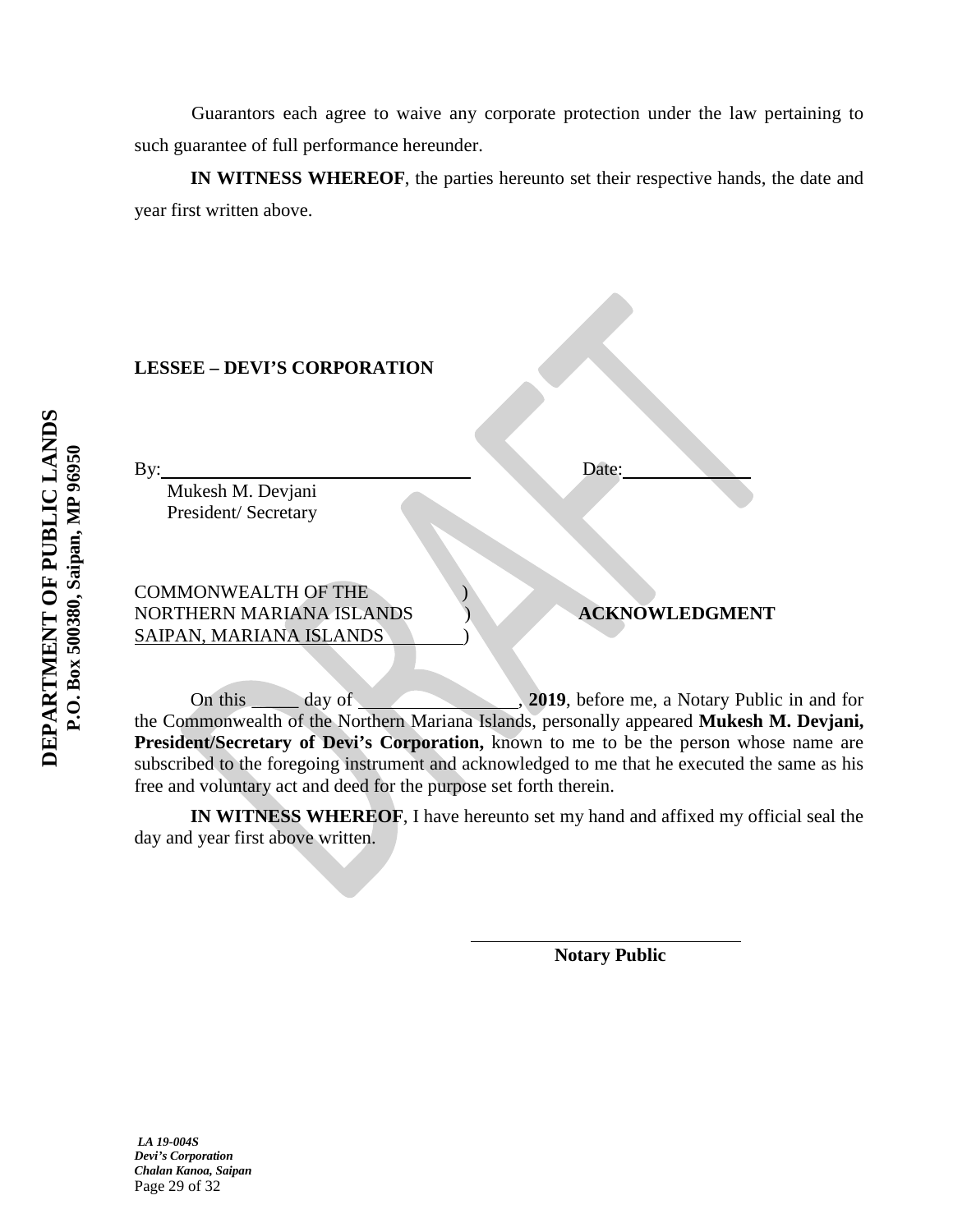Guarantors each agree to waive any corporate protection under the law pertaining to such guarantee of full performance hereunder.

**IN WITNESS WHEREOF**, the parties hereunto set their respective hands, the date and year first written above.

**LESSEE – DEVI'S CORPORATION**

By:\_\_\_\_\_\_\_\_\_\_\_\_\_\_\_\_\_\_\_\_\_\_\_\_\_\_\_\_\_\_\_\_ Date:\_\_\_\_\_\_\_\_\_\_\_\_\_\_
Mukesh M. Devjani
President/ Secretary

COMMONWEALTH OF THE )
NORTHERN MARIANA ISLANDS ) **ACKNOWLEDGMENT**
SAIPAN, MARIANA ISLANDS )

On this \_\_\_\_\_ day of \_\_\_\_\_\_\_\_\_\_\_\_\_\_\_\_\_, **2019**, before me, a Notary Public in and for the Commonwealth of the Northern Mariana Islands, personally appeared **Mukesh M. Devjani, President/Secretary of Devi's Corporation,** known to me to be the person whose name are subscribed to the foregoing instrument and acknowledged to me that he executed the same as his free and voluntary act and deed for the purpose set forth therein.

**IN WITNESS WHEREOF**, I have hereunto set my hand and affixed my official seal the day and year first above written.

\_\_\_\_\_\_\_\_\_\_\_\_\_\_\_\_\_\_\_\_\_\_\_\_\_\_\_\_\_\_
**Notary Public**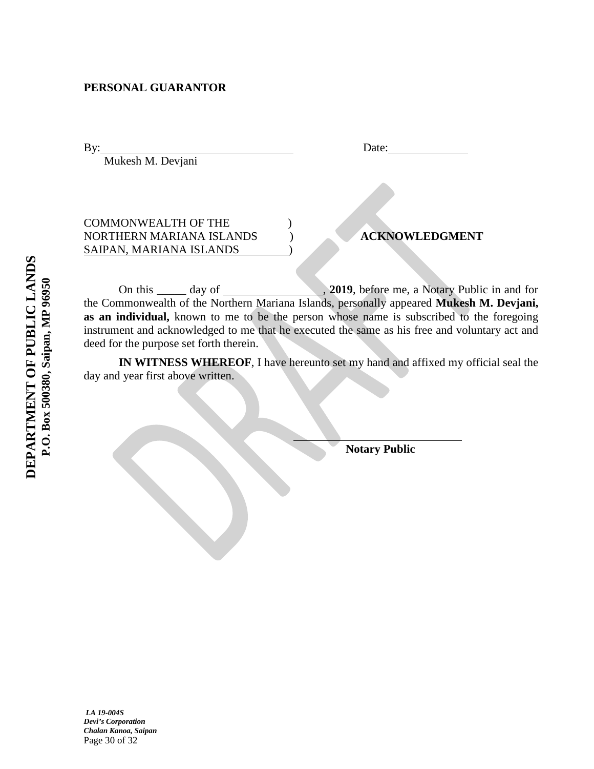**PERSONAL GUARANTOR**

By:\_\_\_\_\_\_\_\_\_\_\_\_\_\_\_\_\_\_\_\_\_\_\_\_\_\_\_\_\_\_\_\_\_\_ Date:\_\_\_\_\_\_\_\_\_\_\_\_\_\_
Mukesh M. Devjani

COMMONWEALTH OF THE )
NORTHERN MARIANA ISLANDS ) **ACKNOWLEDGMENT**
SAIPAN, MARIANA ISLANDS )

On this \_\_\_\_\_ day of \_\_\_\_\_\_\_\_\_\_\_\_\_\_\_\_\_, **2019**, before me, a Notary Public in and for the Commonwealth of the Northern Mariana Islands, personally appeared **Mukesh M. Devjani, as an individual,** known to me to be the person whose name is subscribed to the foregoing instrument and acknowledged to me that he executed the same as his free and voluntary act and deed for the purpose set forth therein.

**IN WITNESS WHEREOF**, I have hereunto set my hand and affixed my official seal the day and year first above written.

\_\_\_\_\_\_\_\_\_\_\_\_\_\_\_\_\_\_\_\_\_\_\_\_\_\_\_\_\_\_
**Notary Public**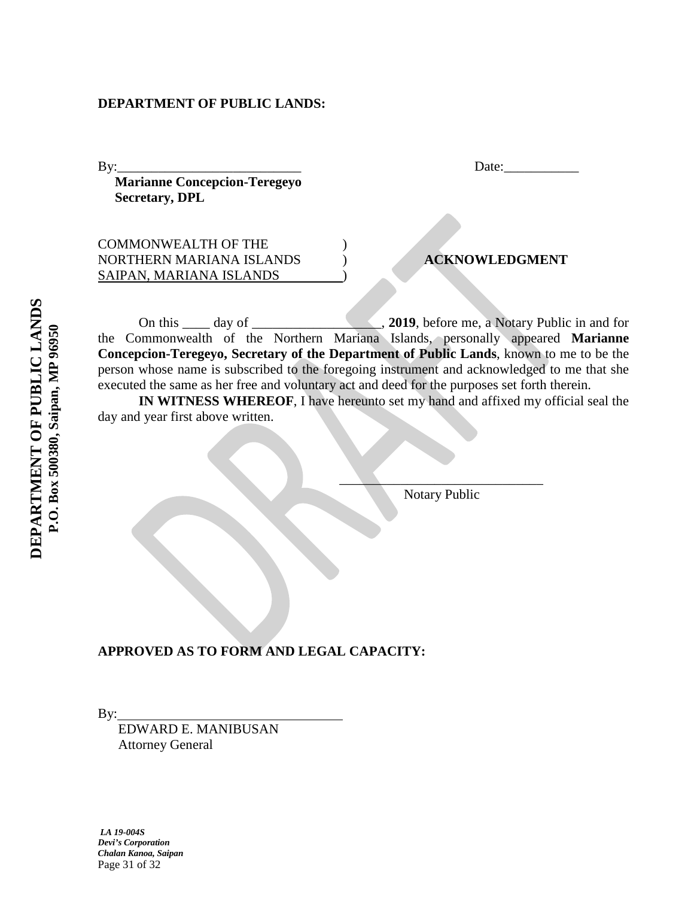**DEPARTMENT OF PUBLIC LANDS:**

By:___________________________ Date:___________

**Marianne Concepcion-Teregeyo**
**Secretary, DPL**

COMMONWEALTH OF THE )
NORTHERN MARIANA ISLANDS ) **ACKNOWLEDGMENT**
SAIPAN, MARIANA ISLANDS )

On this ____ day of ___________________, **2019**, before me, a Notary Public in and for the Commonwealth of the Northern Mariana Islands, personally appeared **Marianne Concepcion-Teregeyo, Secretary of the Department of Public Lands**, known to me to be the person whose name is subscribed to the foregoing instrument and acknowledged to me that she executed the same as her free and voluntary act and deed for the purposes set forth therein.

**IN WITNESS WHEREOF**, I have hereunto set my hand and affixed my official seal the day and year first above written.

_______________________________
Notary Public

**APPROVED AS TO FORM AND LEGAL CAPACITY:**

By:_______________________________
EDWARD E. MANIBUSAN
Attorney General

***LA 19-004S***
***Devi's Corporation***
***Chalan Kanoa, Saipan***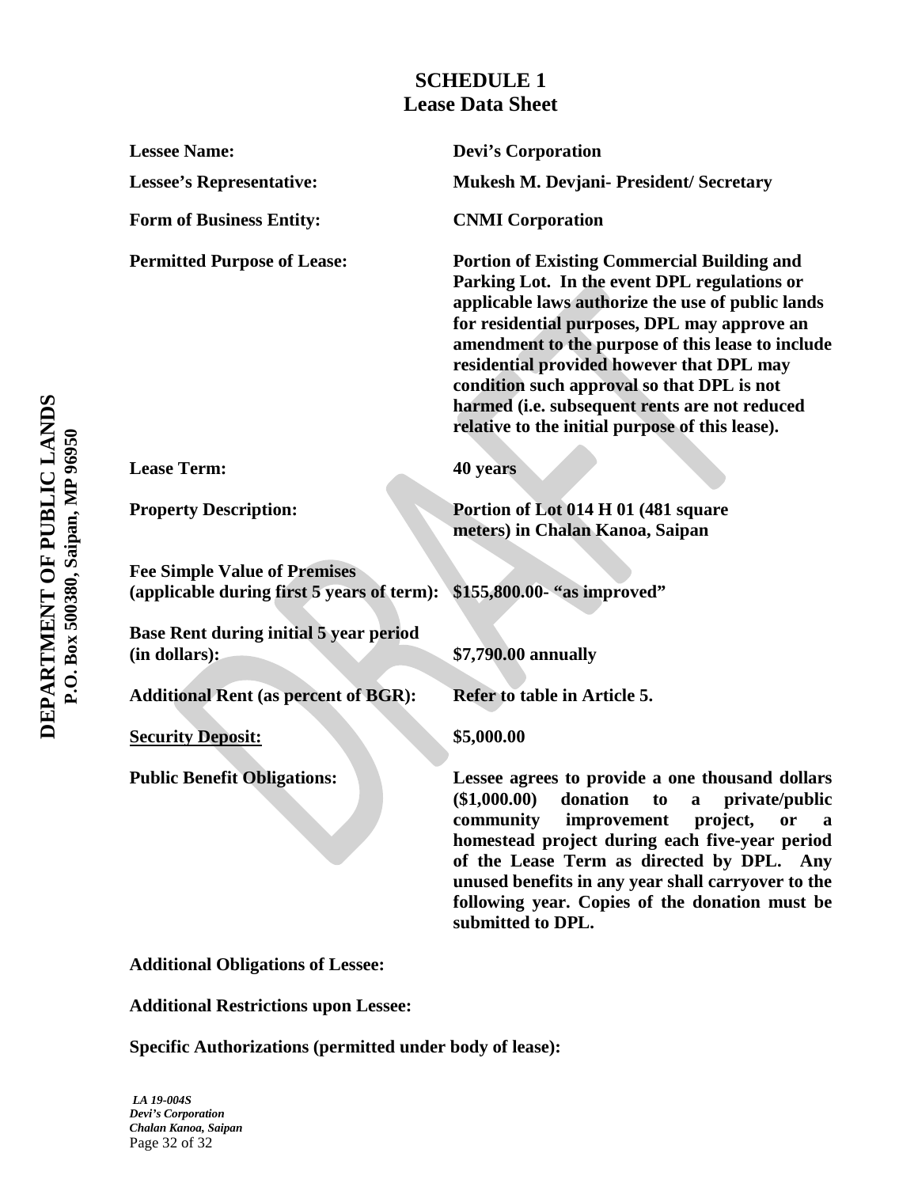## SCHEDULE 1
## Lease Data Sheet

| | |
|---|---|
| **Lessee Name:** | **Devi's Corporation** |
| **Lessee's Representative:** | **Mukesh M. Devjani- President/ Secretary** |
| **Form of Business Entity:** | **CNMI Corporation** |
| **Permitted Purpose of Lease:** | **Portion of Existing Commercial Building and Parking Lot. In the event DPL regulations or applicable laws authorize the use of public lands for residential purposes, DPL may approve an amendment to the purpose of this lease to include residential provided however that DPL may condition such approval so that DPL is not harmed (i.e. subsequent rents are not reduced relative to the initial purpose of this lease).** |
| **Lease Term:** | **40 years** |
| **Property Description:** | **Portion of Lot 014 H 01 (481 square meters) in Chalan Kanoa, Saipan** |
| **Fee Simple Value of Premises (applicable during first 5 years of term):** | **$155,800.00- "as improved"** |
| **Base Rent during initial 5 year period (in dollars):** | **$7,790.00 annually** |
| **Additional Rent (as percent of BGR):** | **Refer to table in Article 5.** |
| **<u>Security Deposit:</u>** | **$5,000.00** |
| **Public Benefit Obligations:** | **Lessee agrees to provide a one thousand dollars ($1,000.00) donation to a private/public community improvement project, or a homestead project during each five-year period of the Lease Term as directed by DPL. Any unused benefits in any year shall carryover to the following year. Copies of the donation must be submitted to DPL.** |

**Additional Obligations of Lessee:**

**Additional Restrictions upon Lessee:**

**Specific Authorizations (permitted under body of lease):**

*LA 19-004S*
*Devi's Corporation*
*Chalan Kanoa, Saipan*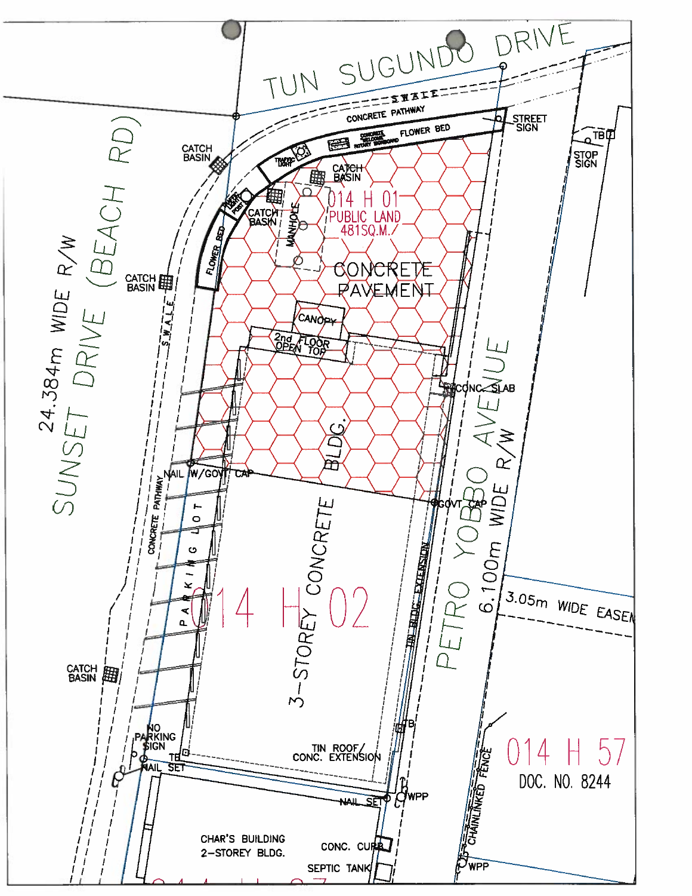TUN SUGUNDO DRIVE

SWALE

CONCRETE PATHWAY

STREET SIGN

FLOWER BED

CONCRETE "WELCOME" ROTARY SIGNBOARD

TRAFFIC LIGHT

TB

STOP SIGN

CATCH BASIN

CATCH BASIN

014 H 01

PUBLIC LAND

481SQ.M.

LIGHT POST

CATCH BASIN

MANHOLE

FLOWER BED

CONCRETE PAVEMENT

CATCH BASIN

SWALE

CANOPY

2nd FLOOR OPEN TOP

24.384m WIDE R/W

SUNSET DRIVE (BEACH RD)

CONC. SLAB

BLDG.

NAIL W/GOVT CAP

GOVT CAP

CONCRETE PATHWAY

PARKING LOT

3-STOREY CONCRETE

TIN BLDG. EXTENSION

PETRO YOBBO AVENUE

6.100m WIDE R/W

3.05m WIDE EASEM

014 H 02

CATCH BASIN

TB

NO PARKING SIGN

TB

NAIL SET

TIN ROOF/ CONC. EXTENSION

014 H 57

DOC. NO. 8244

CHAINLINKED FENCE

NAIL SET

WPP

CHAR'S BUILDING

2-STOREY BLDG.

CONC. CURB

SEPTIC TANK

WPP